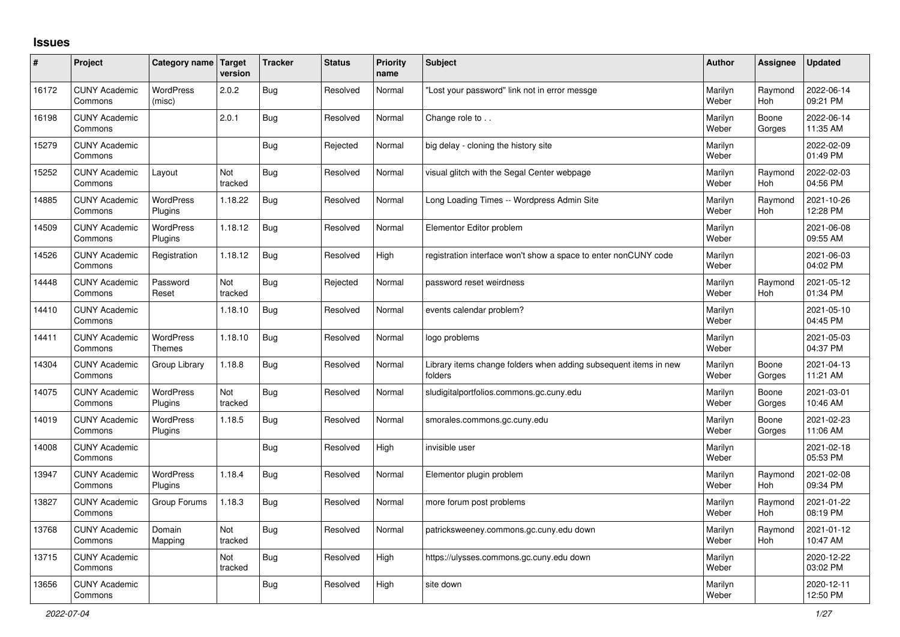# Issues

| # | Project | Category name | Target version | Tracker | Status | Priority name | Subject | Author | Assignee | Updated |
|---|---|---|---|---|---|---|---|---|---|---|
| 16172 | CUNY Academic Commons | WordPress (misc) | 2.0.2 | Bug | Resolved | Normal | "Lost your password" link not in error messge | Marilyn Weber | Raymond Hoh | 2022-06-14 09:21 PM |
| 16198 | CUNY Academic Commons | | 2.0.1 | Bug | Resolved | Normal | Change role to . . | Marilyn Weber | Boone Gorges | 2022-06-14 11:35 AM |
| 15279 | CUNY Academic Commons | | | Bug | Rejected | Normal | big delay - cloning the history site | Marilyn Weber | | 2022-02-09 01:49 PM |
| 15252 | CUNY Academic Commons | Layout | Not tracked | Bug | Resolved | Normal | visual glitch with the Segal Center webpage | Marilyn Weber | Raymond Hoh | 2022-02-03 04:56 PM |
| 14885 | CUNY Academic Commons | WordPress Plugins | 1.18.22 | Bug | Resolved | Normal | Long Loading Times -- Wordpress Admin Site | Marilyn Weber | Raymond Hoh | 2021-10-26 12:28 PM |
| 14509 | CUNY Academic Commons | WordPress Plugins | 1.18.12 | Bug | Resolved | Normal | Elementor Editor problem | Marilyn Weber | | 2021-06-08 09:55 AM |
| 14526 | CUNY Academic Commons | Registration | 1.18.12 | Bug | Resolved | High | registration interface won't show a space to enter nonCUNY code | Marilyn Weber | | 2021-06-03 04:02 PM |
| 14448 | CUNY Academic Commons | Password Reset | Not tracked | Bug | Rejected | Normal | password reset weirdness | Marilyn Weber | Raymond Hoh | 2021-05-12 01:34 PM |
| 14410 | CUNY Academic Commons | | 1.18.10 | Bug | Resolved | Normal | events calendar problem? | Marilyn Weber | | 2021-05-10 04:45 PM |
| 14411 | CUNY Academic Commons | WordPress Themes | 1.18.10 | Bug | Resolved | Normal | logo problems | Marilyn Weber | | 2021-05-03 04:37 PM |
| 14304 | CUNY Academic Commons | Group Library | 1.18.8 | Bug | Resolved | Normal | Library items change folders when adding subsequent items in new folders | Marilyn Weber | Boone Gorges | 2021-04-13 11:21 AM |
| 14075 | CUNY Academic Commons | WordPress Plugins | Not tracked | Bug | Resolved | Normal | sludigitalportfolios.commons.gc.cuny.edu | Marilyn Weber | Boone Gorges | 2021-03-01 10:46 AM |
| 14019 | CUNY Academic Commons | WordPress Plugins | 1.18.5 | Bug | Resolved | Normal | smorales.commons.gc.cuny.edu | Marilyn Weber | Boone Gorges | 2021-02-23 11:06 AM |
| 14008 | CUNY Academic Commons | | | Bug | Resolved | High | invisible user | Marilyn Weber | | 2021-02-18 05:53 PM |
| 13947 | CUNY Academic Commons | WordPress Plugins | 1.18.4 | Bug | Resolved | Normal | Elementor plugin problem | Marilyn Weber | Raymond Hoh | 2021-02-08 09:34 PM |
| 13827 | CUNY Academic Commons | Group Forums | 1.18.3 | Bug | Resolved | Normal | more forum post problems | Marilyn Weber | Raymond Hoh | 2021-01-22 08:19 PM |
| 13768 | CUNY Academic Commons | Domain Mapping | Not tracked | Bug | Resolved | Normal | patricksweeney.commons.gc.cuny.edu down | Marilyn Weber | Raymond Hoh | 2021-01-12 10:47 AM |
| 13715 | CUNY Academic Commons | | Not tracked | Bug | Resolved | High | https://ulysses.commons.gc.cuny.edu down | Marilyn Weber | | 2020-12-22 03:02 PM |
| 13656 | CUNY Academic Commons | | | Bug | Resolved | High | site down | Marilyn Weber | | 2020-12-11 12:50 PM |

*2022-07-04*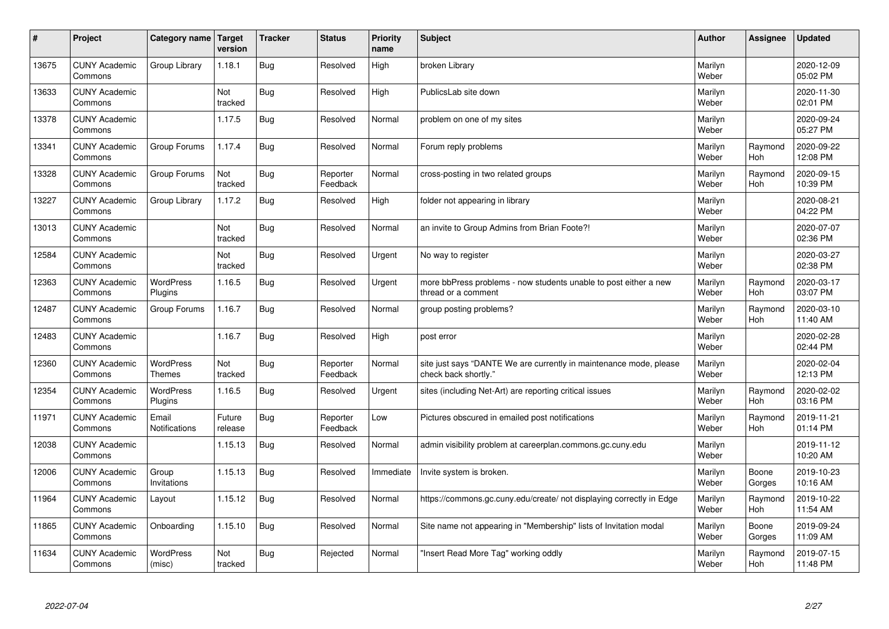| # | Project | Category name | Target version | Tracker | Status | Priority name | Subject | Author | Assignee | Updated |
|---|---|---|---|---|---|---|---|---|---|---|
| 13675 | CUNY Academic Commons | Group Library | 1.18.1 | Bug | Resolved | High | broken Library | Marilyn Weber | | 2020-12-09 05:02 PM |
| 13633 | CUNY Academic Commons | | Not tracked | Bug | Resolved | High | PublicsLab site down | Marilyn Weber | | 2020-11-30 02:01 PM |
| 13378 | CUNY Academic Commons | | 1.17.5 | Bug | Resolved | Normal | problem on one of my sites | Marilyn Weber | | 2020-09-24 05:27 PM |
| 13341 | CUNY Academic Commons | Group Forums | 1.17.4 | Bug | Resolved | Normal | Forum reply problems | Marilyn Weber | Raymond Hoh | 2020-09-22 12:08 PM |
| 13328 | CUNY Academic Commons | Group Forums | Not tracked | Bug | Reporter Feedback | Normal | cross-posting in two related groups | Marilyn Weber | Raymond Hoh | 2020-09-15 10:39 PM |
| 13227 | CUNY Academic Commons | Group Library | 1.17.2 | Bug | Resolved | High | folder not appearing in library | Marilyn Weber | | 2020-08-21 04:22 PM |
| 13013 | CUNY Academic Commons | | Not tracked | Bug | Resolved | Normal | an invite to Group Admins from Brian Foote?! | Marilyn Weber | | 2020-07-07 02:36 PM |
| 12584 | CUNY Academic Commons | | Not tracked | Bug | Resolved | Urgent | No way to register | Marilyn Weber | | 2020-03-27 02:38 PM |
| 12363 | CUNY Academic Commons | WordPress Plugins | 1.16.5 | Bug | Resolved | Urgent | more bbPress problems - now students unable to post either a new thread or a comment | Marilyn Weber | Raymond Hoh | 2020-03-17 03:07 PM |
| 12487 | CUNY Academic Commons | Group Forums | 1.16.7 | Bug | Resolved | Normal | group posting problems? | Marilyn Weber | Raymond Hoh | 2020-03-10 11:40 AM |
| 12483 | CUNY Academic Commons | | 1.16.7 | Bug | Resolved | High | post error | Marilyn Weber | | 2020-02-28 02:44 PM |
| 12360 | CUNY Academic Commons | WordPress Themes | Not tracked | Bug | Reporter Feedback | Normal | site just says "DANTE We are currently in maintenance mode, please check back shortly." | Marilyn Weber | | 2020-02-04 12:13 PM |
| 12354 | CUNY Academic Commons | WordPress Plugins | 1.16.5 | Bug | Resolved | Urgent | sites (including Net-Art) are reporting critical issues | Marilyn Weber | Raymond Hoh | 2020-02-02 03:16 PM |
| 11971 | CUNY Academic Commons | Email Notifications | Future release | Bug | Reporter Feedback | Low | Pictures obscured in emailed post notifications | Marilyn Weber | Raymond Hoh | 2019-11-21 01:14 PM |
| 12038 | CUNY Academic Commons | | 1.15.13 | Bug | Resolved | Normal | admin visibility problem at careerplan.commons.gc.cuny.edu | Marilyn Weber | | 2019-11-12 10:20 AM |
| 12006 | CUNY Academic Commons | Group Invitations | 1.15.13 | Bug | Resolved | Immediate | Invite system is broken. | Marilyn Weber | Boone Gorges | 2019-10-23 10:16 AM |
| 11964 | CUNY Academic Commons | Layout | 1.15.12 | Bug | Resolved | Normal | https://commons.gc.cuny.edu/create/ not displaying correctly in Edge | Marilyn Weber | Raymond Hoh | 2019-10-22 11:54 AM |
| 11865 | CUNY Academic Commons | Onboarding | 1.15.10 | Bug | Resolved | Normal | Site name not appearing in "Membership" lists of Invitation modal | Marilyn Weber | Boone Gorges | 2019-09-24 11:09 AM |
| 11634 | CUNY Academic Commons | WordPress (misc) | Not tracked | Bug | Rejected | Normal | "Insert Read More Tag" working oddly | Marilyn Weber | Raymond Hoh | 2019-07-15 11:48 PM |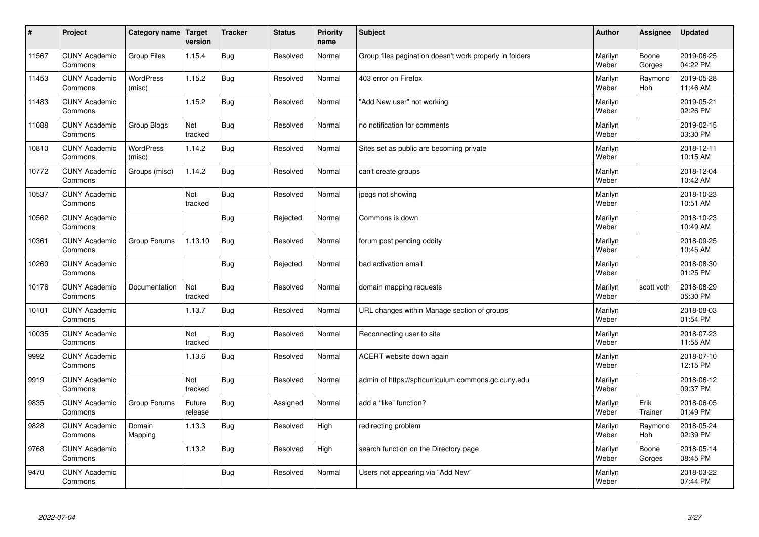| # | Project | Category name | Target version | Tracker | Status | Priority name | Subject | Author | Assignee | Updated |
|---|---|---|---|---|---|---|---|---|---|---|
| 11567 | CUNY Academic Commons | Group Files | 1.15.4 | Bug | Resolved | Normal | Group files pagination doesn't work properly in folders | Marilyn Weber | Boone Gorges | 2019-06-25 04:22 PM |
| 11453 | CUNY Academic Commons | WordPress (misc) | 1.15.2 | Bug | Resolved | Normal | 403 error on Firefox | Marilyn Weber | Raymond Hoh | 2019-05-28 11:46 AM |
| 11483 | CUNY Academic Commons | | 1.15.2 | Bug | Resolved | Normal | "Add New user" not working | Marilyn Weber | | 2019-05-21 02:26 PM |
| 11088 | CUNY Academic Commons | Group Blogs | Not tracked | Bug | Resolved | Normal | no notification for comments | Marilyn Weber | | 2019-02-15 03:30 PM |
| 10810 | CUNY Academic Commons | WordPress (misc) | 1.14.2 | Bug | Resolved | Normal | Sites set as public are becoming private | Marilyn Weber | | 2018-12-11 10:15 AM |
| 10772 | CUNY Academic Commons | Groups (misc) | 1.14.2 | Bug | Resolved | Normal | can't create groups | Marilyn Weber | | 2018-12-04 10:42 AM |
| 10537 | CUNY Academic Commons | | Not tracked | Bug | Resolved | Normal | jpegs not showing | Marilyn Weber | | 2018-10-23 10:51 AM |
| 10562 | CUNY Academic Commons | | | Bug | Rejected | Normal | Commons is down | Marilyn Weber | | 2018-10-23 10:49 AM |
| 10361 | CUNY Academic Commons | Group Forums | 1.13.10 | Bug | Resolved | Normal | forum post pending oddity | Marilyn Weber | | 2018-09-25 10:45 AM |
| 10260 | CUNY Academic Commons | | | Bug | Rejected | Normal | bad activation email | Marilyn Weber | | 2018-08-30 01:25 PM |
| 10176 | CUNY Academic Commons | Documentation | Not tracked | Bug | Resolved | Normal | domain mapping requests | Marilyn Weber | scott voth | 2018-08-29 05:30 PM |
| 10101 | CUNY Academic Commons | | 1.13.7 | Bug | Resolved | Normal | URL changes within Manage section of groups | Marilyn Weber | | 2018-08-03 01:54 PM |
| 10035 | CUNY Academic Commons | | Not tracked | Bug | Resolved | Normal | Reconnecting user to site | Marilyn Weber | | 2018-07-23 11:55 AM |
| 9992 | CUNY Academic Commons | | 1.13.6 | Bug | Resolved | Normal | ACERT website down again | Marilyn Weber | | 2018-07-10 12:15 PM |
| 9919 | CUNY Academic Commons | | Not tracked | Bug | Resolved | Normal | admin of https://sphcurriculum.commons.gc.cuny.edu | Marilyn Weber | | 2018-06-12 09:37 PM |
| 9835 | CUNY Academic Commons | Group Forums | Future release | Bug | Assigned | Normal | add a "like" function? | Marilyn Weber | Erik Trainer | 2018-06-05 01:49 PM |
| 9828 | CUNY Academic Commons | Domain Mapping | 1.13.3 | Bug | Resolved | High | redirecting problem | Marilyn Weber | Raymond Hoh | 2018-05-24 02:39 PM |
| 9768 | CUNY Academic Commons | | 1.13.2 | Bug | Resolved | High | search function on the Directory page | Marilyn Weber | Boone Gorges | 2018-05-14 08:45 PM |
| 9470 | CUNY Academic Commons | | | Bug | Resolved | Normal | Users not appearing via "Add New" | Marilyn Weber | | 2018-03-22 07:44 PM |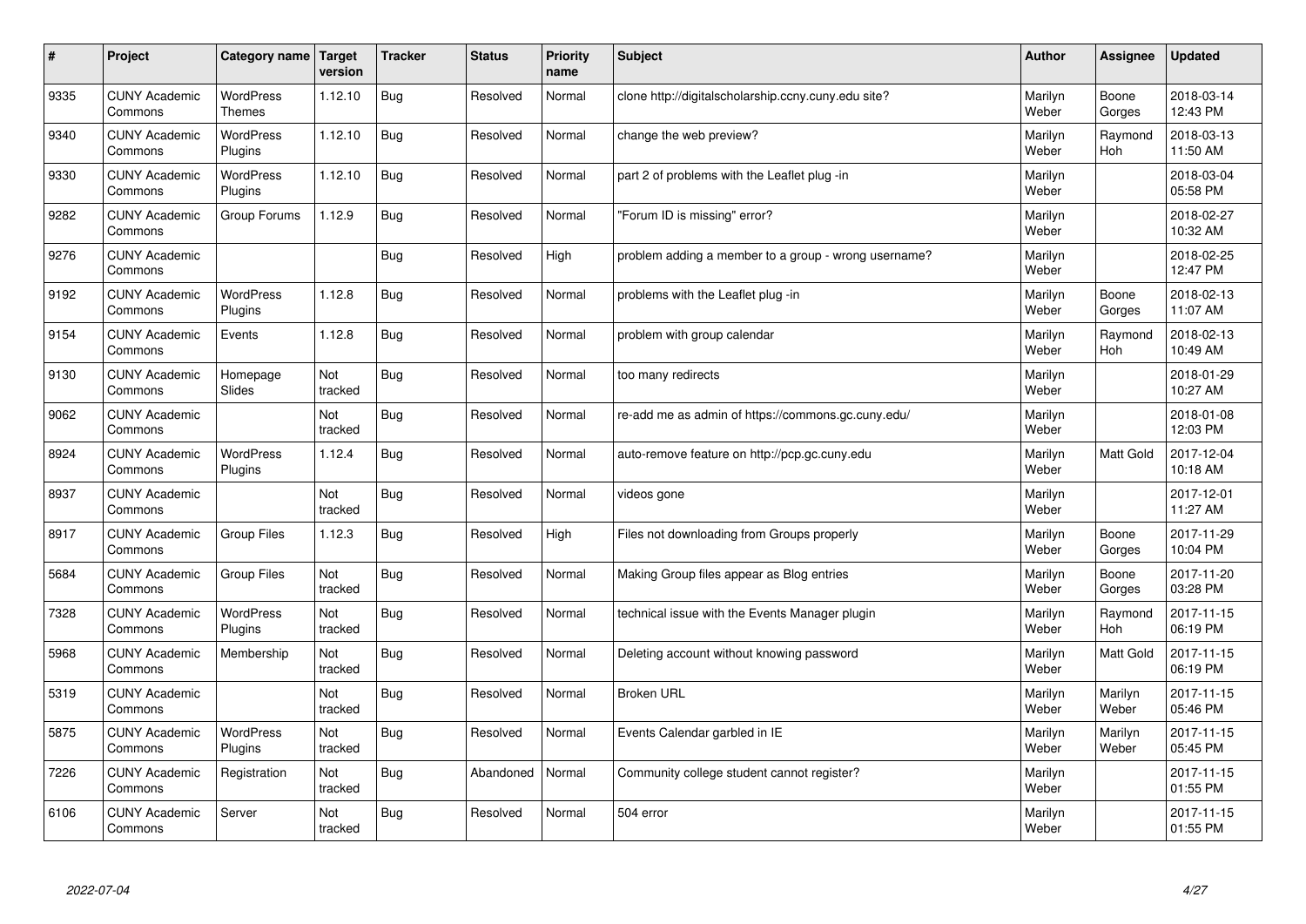| # | Project | Category name | Target version | Tracker | Status | Priority name | Subject | Author | Assignee | Updated |
|---|---|---|---|---|---|---|---|---|---|---|
| 9335 | CUNY Academic Commons | WordPress Themes | 1.12.10 | Bug | Resolved | Normal | clone http://digitalscholarship.ccny.cuny.edu site? | Marilyn Weber | Boone Gorges | 2018-03-14 12:43 PM |
| 9340 | CUNY Academic Commons | WordPress Plugins | 1.12.10 | Bug | Resolved | Normal | change the web preview? | Marilyn Weber | Raymond Hoh | 2018-03-13 11:50 AM |
| 9330 | CUNY Academic Commons | WordPress Plugins | 1.12.10 | Bug | Resolved | Normal | part 2 of problems with the Leaflet plug -in | Marilyn Weber | | 2018-03-04 05:58 PM |
| 9282 | CUNY Academic Commons | Group Forums | 1.12.9 | Bug | Resolved | Normal | "Forum ID is missing" error? | Marilyn Weber | | 2018-02-27 10:32 AM |
| 9276 | CUNY Academic Commons | | | Bug | Resolved | High | problem adding a member to a group - wrong username? | Marilyn Weber | | 2018-02-25 12:47 PM |
| 9192 | CUNY Academic Commons | WordPress Plugins | 1.12.8 | Bug | Resolved | Normal | problems with the Leaflet plug -in | Marilyn Weber | Boone Gorges | 2018-02-13 11:07 AM |
| 9154 | CUNY Academic Commons | Events | 1.12.8 | Bug | Resolved | Normal | problem with group calendar | Marilyn Weber | Raymond Hoh | 2018-02-13 10:49 AM |
| 9130 | CUNY Academic Commons | Homepage Slides | Not tracked | Bug | Resolved | Normal | too many redirects | Marilyn Weber | | 2018-01-29 10:27 AM |
| 9062 | CUNY Academic Commons | | Not tracked | Bug | Resolved | Normal | re-add me as admin of https://commons.gc.cuny.edu/ | Marilyn Weber | | 2018-01-08 12:03 PM |
| 8924 | CUNY Academic Commons | WordPress Plugins | 1.12.4 | Bug | Resolved | Normal | auto-remove feature on http://pcp.gc.cuny.edu | Marilyn Weber | Matt Gold | 2017-12-04 10:18 AM |
| 8937 | CUNY Academic Commons | | Not tracked | Bug | Resolved | Normal | videos gone | Marilyn Weber | | 2017-12-01 11:27 AM |
| 8917 | CUNY Academic Commons | Group Files | 1.12.3 | Bug | Resolved | High | Files not downloading from Groups properly | Marilyn Weber | Boone Gorges | 2017-11-29 10:04 PM |
| 5684 | CUNY Academic Commons | Group Files | Not tracked | Bug | Resolved | Normal | Making Group files appear as Blog entries | Marilyn Weber | Boone Gorges | 2017-11-20 03:28 PM |
| 7328 | CUNY Academic Commons | WordPress Plugins | Not tracked | Bug | Resolved | Normal | technical issue with the Events Manager plugin | Marilyn Weber | Raymond Hoh | 2017-11-15 06:19 PM |
| 5968 | CUNY Academic Commons | Membership | Not tracked | Bug | Resolved | Normal | Deleting account without knowing password | Marilyn Weber | Matt Gold | 2017-11-15 06:19 PM |
| 5319 | CUNY Academic Commons | | Not tracked | Bug | Resolved | Normal | Broken URL | Marilyn Weber | Marilyn Weber | 2017-11-15 05:46 PM |
| 5875 | CUNY Academic Commons | WordPress Plugins | Not tracked | Bug | Resolved | Normal | Events Calendar garbled in IE | Marilyn Weber | Marilyn Weber | 2017-11-15 05:45 PM |
| 7226 | CUNY Academic Commons | Registration | Not tracked | Bug | Abandoned | Normal | Community college student cannot register? | Marilyn Weber | | 2017-11-15 01:55 PM |
| 6106 | CUNY Academic Commons | Server | Not tracked | Bug | Resolved | Normal | 504 error | Marilyn Weber | | 2017-11-15 01:55 PM |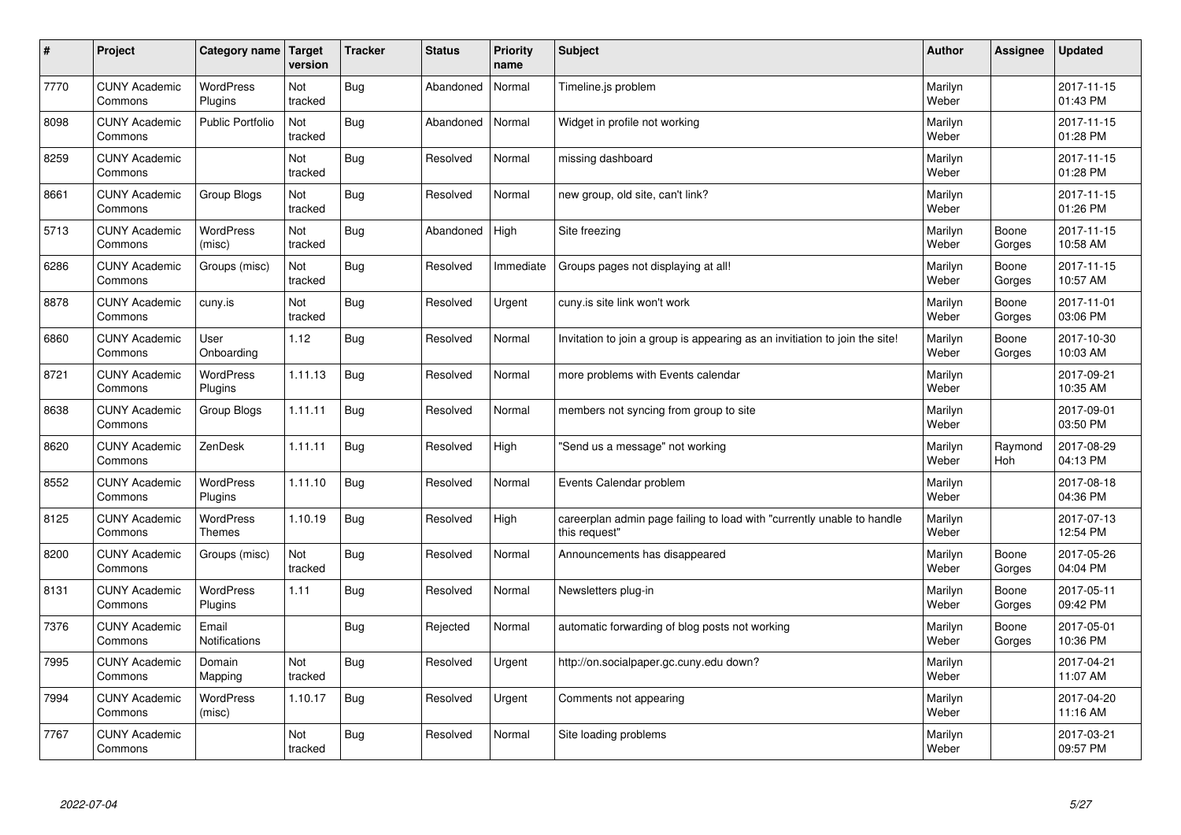| # | Project | Category name | Target version | Tracker | Status | Priority name | Subject | Author | Assignee | Updated |
|---|---|---|---|---|---|---|---|---|---|---|
| 7770 | CUNY Academic Commons | WordPress Plugins | Not tracked | Bug | Abandoned | Normal | Timeline.js problem | Marilyn Weber | | 2017-11-15 01:43 PM |
| 8098 | CUNY Academic Commons | Public Portfolio | Not tracked | Bug | Abandoned | Normal | Widget in profile not working | Marilyn Weber | | 2017-11-15 01:28 PM |
| 8259 | CUNY Academic Commons | | Not tracked | Bug | Resolved | Normal | missing dashboard | Marilyn Weber | | 2017-11-15 01:28 PM |
| 8661 | CUNY Academic Commons | Group Blogs | Not tracked | Bug | Resolved | Normal | new group, old site, can't link? | Marilyn Weber | | 2017-11-15 01:26 PM |
| 5713 | CUNY Academic Commons | WordPress (misc) | Not tracked | Bug | Abandoned | High | Site freezing | Marilyn Weber | Boone Gorges | 2017-11-15 10:58 AM |
| 6286 | CUNY Academic Commons | Groups (misc) | Not tracked | Bug | Resolved | Immediate | Groups pages not displaying at all! | Marilyn Weber | Boone Gorges | 2017-11-15 10:57 AM |
| 8878 | CUNY Academic Commons | cuny.is | Not tracked | Bug | Resolved | Urgent | cuny.is site link won't work | Marilyn Weber | Boone Gorges | 2017-11-01 03:06 PM |
| 6860 | CUNY Academic Commons | User Onboarding | 1.12 | Bug | Resolved | Normal | Invitation to join a group is appearing as an invitiation to join the site! | Marilyn Weber | Boone Gorges | 2017-10-30 10:03 AM |
| 8721 | CUNY Academic Commons | WordPress Plugins | 1.11.13 | Bug | Resolved | Normal | more problems with Events calendar | Marilyn Weber | | 2017-09-21 10:35 AM |
| 8638 | CUNY Academic Commons | Group Blogs | 1.11.11 | Bug | Resolved | Normal | members not syncing from group to site | Marilyn Weber | | 2017-09-01 03:50 PM |
| 8620 | CUNY Academic Commons | ZenDesk | 1.11.11 | Bug | Resolved | High | "Send us a message" not working | Marilyn Weber | Raymond Hoh | 2017-08-29 04:13 PM |
| 8552 | CUNY Academic Commons | WordPress Plugins | 1.11.10 | Bug | Resolved | Normal | Events Calendar problem | Marilyn Weber | | 2017-08-18 04:36 PM |
| 8125 | CUNY Academic Commons | WordPress Themes | 1.10.19 | Bug | Resolved | High | careerplan admin page failing to load with "currently unable to handle this request" | Marilyn Weber | | 2017-07-13 12:54 PM |
| 8200 | CUNY Academic Commons | Groups (misc) | Not tracked | Bug | Resolved | Normal | Announcements has disappeared | Marilyn Weber | Boone Gorges | 2017-05-26 04:04 PM |
| 8131 | CUNY Academic Commons | WordPress Plugins | 1.11 | Bug | Resolved | Normal | Newsletters plug-in | Marilyn Weber | Boone Gorges | 2017-05-11 09:42 PM |
| 7376 | CUNY Academic Commons | Email Notifications | | Bug | Rejected | Normal | automatic forwarding of blog posts not working | Marilyn Weber | Boone Gorges | 2017-05-01 10:36 PM |
| 7995 | CUNY Academic Commons | Domain Mapping | Not tracked | Bug | Resolved | Urgent | http://on.socialpaper.gc.cuny.edu down? | Marilyn Weber | | 2017-04-21 11:07 AM |
| 7994 | CUNY Academic Commons | WordPress (misc) | 1.10.17 | Bug | Resolved | Urgent | Comments not appearing | Marilyn Weber | | 2017-04-20 11:16 AM |
| 7767 | CUNY Academic Commons | | Not tracked | Bug | Resolved | Normal | Site loading problems | Marilyn Weber | | 2017-03-21 09:57 PM |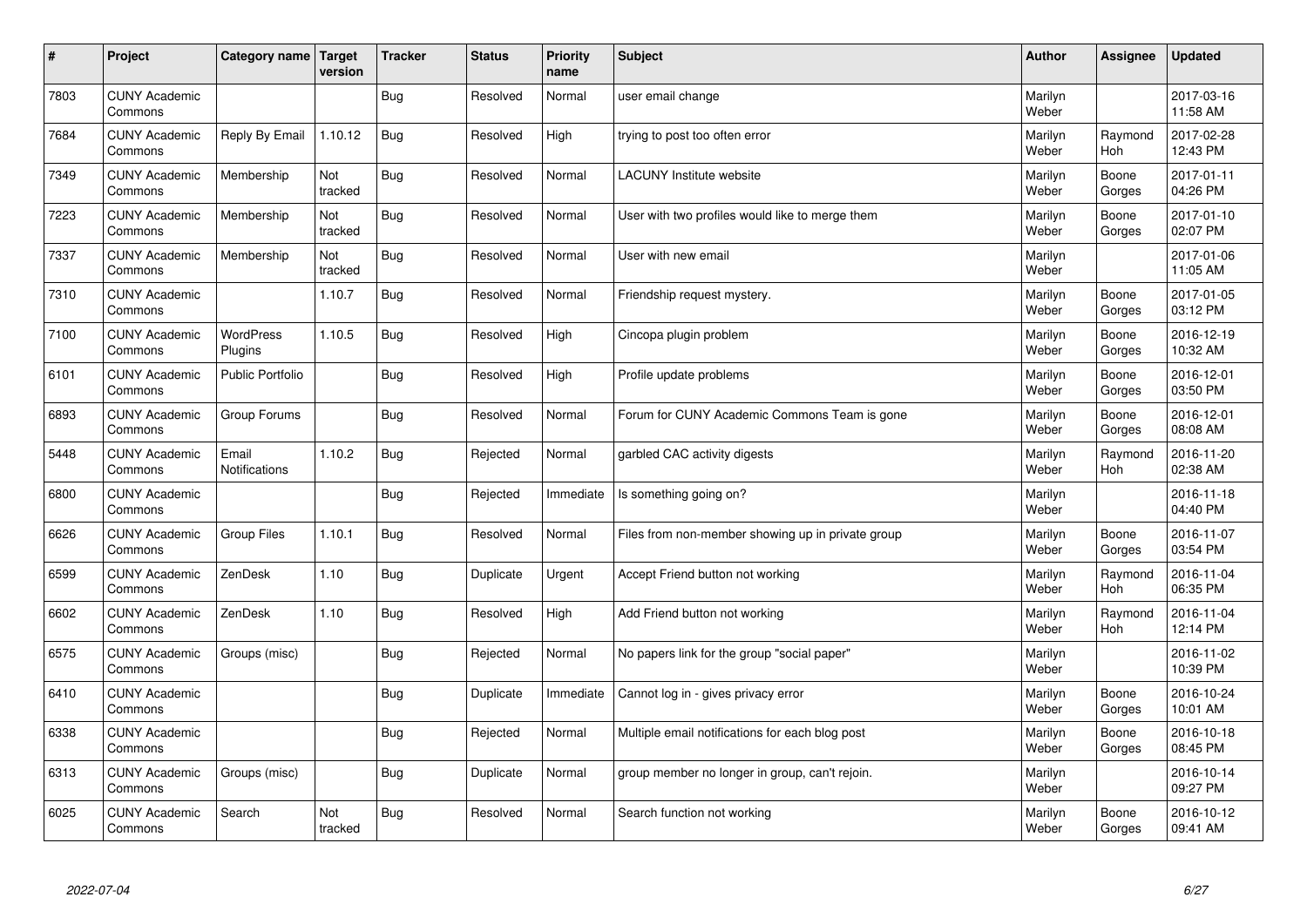| # | Project | Category name | Target version | Tracker | Status | Priority name | Subject | Author | Assignee | Updated |
|---|---|---|---|---|---|---|---|---|---|---|
| 7803 | CUNY Academic Commons | | | Bug | Resolved | Normal | user email change | Marilyn Weber | | 2017-03-16 11:58 AM |
| 7684 | CUNY Academic Commons | Reply By Email | 1.10.12 | Bug | Resolved | High | trying to post too often error | Marilyn Weber | Raymond Hoh | 2017-02-28 12:43 PM |
| 7349 | CUNY Academic Commons | Membership | Not tracked | Bug | Resolved | Normal | LACUNY Institute website | Marilyn Weber | Boone Gorges | 2017-01-11 04:26 PM |
| 7223 | CUNY Academic Commons | Membership | Not tracked | Bug | Resolved | Normal | User with two profiles would like to merge them | Marilyn Weber | Boone Gorges | 2017-01-10 02:07 PM |
| 7337 | CUNY Academic Commons | Membership | Not tracked | Bug | Resolved | Normal | User with new email | Marilyn Weber | | 2017-01-06 11:05 AM |
| 7310 | CUNY Academic Commons | | 1.10.7 | Bug | Resolved | Normal | Friendship request mystery. | Marilyn Weber | Boone Gorges | 2017-01-05 03:12 PM |
| 7100 | CUNY Academic Commons | WordPress Plugins | 1.10.5 | Bug | Resolved | High | Cincopa plugin problem | Marilyn Weber | Boone Gorges | 2016-12-19 10:32 AM |
| 6101 | CUNY Academic Commons | Public Portfolio | | Bug | Resolved | High | Profile update problems | Marilyn Weber | Boone Gorges | 2016-12-01 03:50 PM |
| 6893 | CUNY Academic Commons | Group Forums | | Bug | Resolved | Normal | Forum for CUNY Academic Commons Team is gone | Marilyn Weber | Boone Gorges | 2016-12-01 08:08 AM |
| 5448 | CUNY Academic Commons | Email Notifications | 1.10.2 | Bug | Rejected | Normal | garbled CAC activity digests | Marilyn Weber | Raymond Hoh | 2016-11-20 02:38 AM |
| 6800 | CUNY Academic Commons | | | Bug | Rejected | Immediate | Is something going on? | Marilyn Weber | | 2016-11-18 04:40 PM |
| 6626 | CUNY Academic Commons | Group Files | 1.10.1 | Bug | Resolved | Normal | Files from non-member showing up in private group | Marilyn Weber | Boone Gorges | 2016-11-07 03:54 PM |
| 6599 | CUNY Academic Commons | ZenDesk | 1.10 | Bug | Duplicate | Urgent | Accept Friend button not working | Marilyn Weber | Raymond Hoh | 2016-11-04 06:35 PM |
| 6602 | CUNY Academic Commons | ZenDesk | 1.10 | Bug | Resolved | High | Add Friend button not working | Marilyn Weber | Raymond Hoh | 2016-11-04 12:14 PM |
| 6575 | CUNY Academic Commons | Groups (misc) | | Bug | Rejected | Normal | No papers link for the group "social paper" | Marilyn Weber | | 2016-11-02 10:39 PM |
| 6410 | CUNY Academic Commons | | | Bug | Duplicate | Immediate | Cannot log in - gives privacy error | Marilyn Weber | Boone Gorges | 2016-10-24 10:01 AM |
| 6338 | CUNY Academic Commons | | | Bug | Rejected | Normal | Multiple email notifications for each blog post | Marilyn Weber | Boone Gorges | 2016-10-18 08:45 PM |
| 6313 | CUNY Academic Commons | Groups (misc) | | Bug | Duplicate | Normal | group member no longer in group, can't rejoin. | Marilyn Weber | | 2016-10-14 09:27 PM |
| 6025 | CUNY Academic Commons | Search | Not tracked | Bug | Resolved | Normal | Search function not working | Marilyn Weber | Boone Gorges | 2016-10-12 09:41 AM |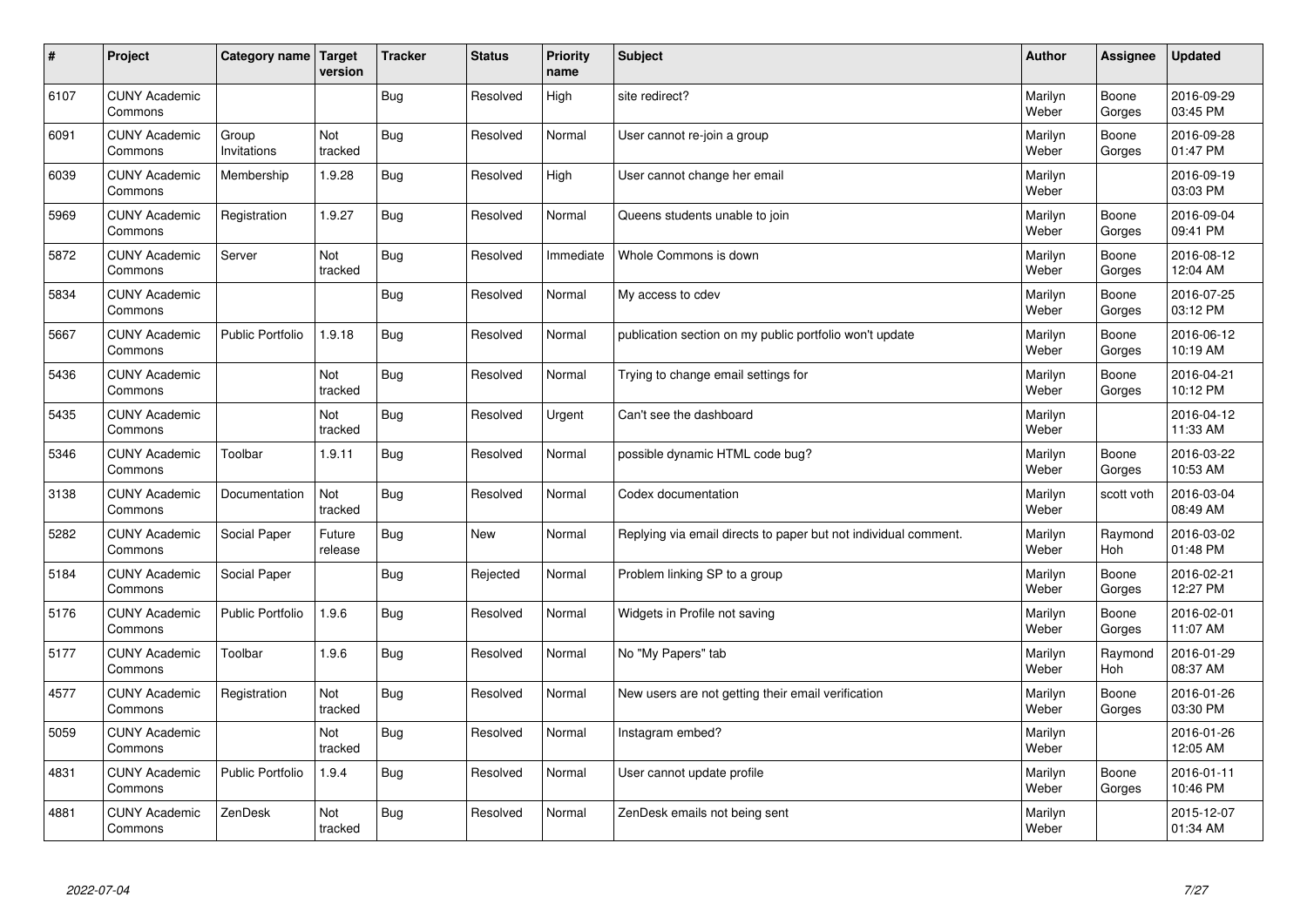| # | Project | Category name | Target version | Tracker | Status | Priority name | Subject | Author | Assignee | Updated |
|---|---|---|---|---|---|---|---|---|---|---|
| 6107 | CUNY Academic Commons | | | Bug | Resolved | High | site redirect? | Marilyn Weber | Boone Gorges | 2016-09-29 03:45 PM |
| 6091 | CUNY Academic Commons | Group Invitations | Not tracked | Bug | Resolved | Normal | User cannot re-join a group | Marilyn Weber | Boone Gorges | 2016-09-28 01:47 PM |
| 6039 | CUNY Academic Commons | Membership | 1.9.28 | Bug | Resolved | High | User cannot change her email | Marilyn Weber | | 2016-09-19 03:03 PM |
| 5969 | CUNY Academic Commons | Registration | 1.9.27 | Bug | Resolved | Normal | Queens students unable to join | Marilyn Weber | Boone Gorges | 2016-09-04 09:41 PM |
| 5872 | CUNY Academic Commons | Server | Not tracked | Bug | Resolved | Immediate | Whole Commons is down | Marilyn Weber | Boone Gorges | 2016-08-12 12:04 AM |
| 5834 | CUNY Academic Commons | | | Bug | Resolved | Normal | My access to cdev | Marilyn Weber | Boone Gorges | 2016-07-25 03:12 PM |
| 5667 | CUNY Academic Commons | Public Portfolio | 1.9.18 | Bug | Resolved | Normal | publication section on my public portfolio won't update | Marilyn Weber | Boone Gorges | 2016-06-12 10:19 AM |
| 5436 | CUNY Academic Commons | | Not tracked | Bug | Resolved | Normal | Trying to change email settings for | Marilyn Weber | Boone Gorges | 2016-04-21 10:12 PM |
| 5435 | CUNY Academic Commons | | Not tracked | Bug | Resolved | Urgent | Can't see the dashboard | Marilyn Weber | | 2016-04-12 11:33 AM |
| 5346 | CUNY Academic Commons | Toolbar | 1.9.11 | Bug | Resolved | Normal | possible dynamic HTML code bug? | Marilyn Weber | Boone Gorges | 2016-03-22 10:53 AM |
| 3138 | CUNY Academic Commons | Documentation | Not tracked | Bug | Resolved | Normal | Codex documentation | Marilyn Weber | scott voth | 2016-03-04 08:49 AM |
| 5282 | CUNY Academic Commons | Social Paper | Future release | Bug | New | Normal | Replying via email directs to paper but not individual comment. | Marilyn Weber | Raymond Hoh | 2016-03-02 01:48 PM |
| 5184 | CUNY Academic Commons | Social Paper | | Bug | Rejected | Normal | Problem linking SP to a group | Marilyn Weber | Boone Gorges | 2016-02-21 12:27 PM |
| 5176 | CUNY Academic Commons | Public Portfolio | 1.9.6 | Bug | Resolved | Normal | Widgets in Profile not saving | Marilyn Weber | Boone Gorges | 2016-02-01 11:07 AM |
| 5177 | CUNY Academic Commons | Toolbar | 1.9.6 | Bug | Resolved | Normal | No "My Papers" tab | Marilyn Weber | Raymond Hoh | 2016-01-29 08:37 AM |
| 4577 | CUNY Academic Commons | Registration | Not tracked | Bug | Resolved | Normal | New users are not getting their email verification | Marilyn Weber | Boone Gorges | 2016-01-26 03:30 PM |
| 5059 | CUNY Academic Commons | | Not tracked | Bug | Resolved | Normal | Instagram embed? | Marilyn Weber | | 2016-01-26 12:05 AM |
| 4831 | CUNY Academic Commons | Public Portfolio | 1.9.4 | Bug | Resolved | Normal | User cannot update profile | Marilyn Weber | Boone Gorges | 2016-01-11 10:46 PM |
| 4881 | CUNY Academic Commons | ZenDesk | Not tracked | Bug | Resolved | Normal | ZenDesk emails not being sent | Marilyn Weber | | 2015-12-07 01:34 AM |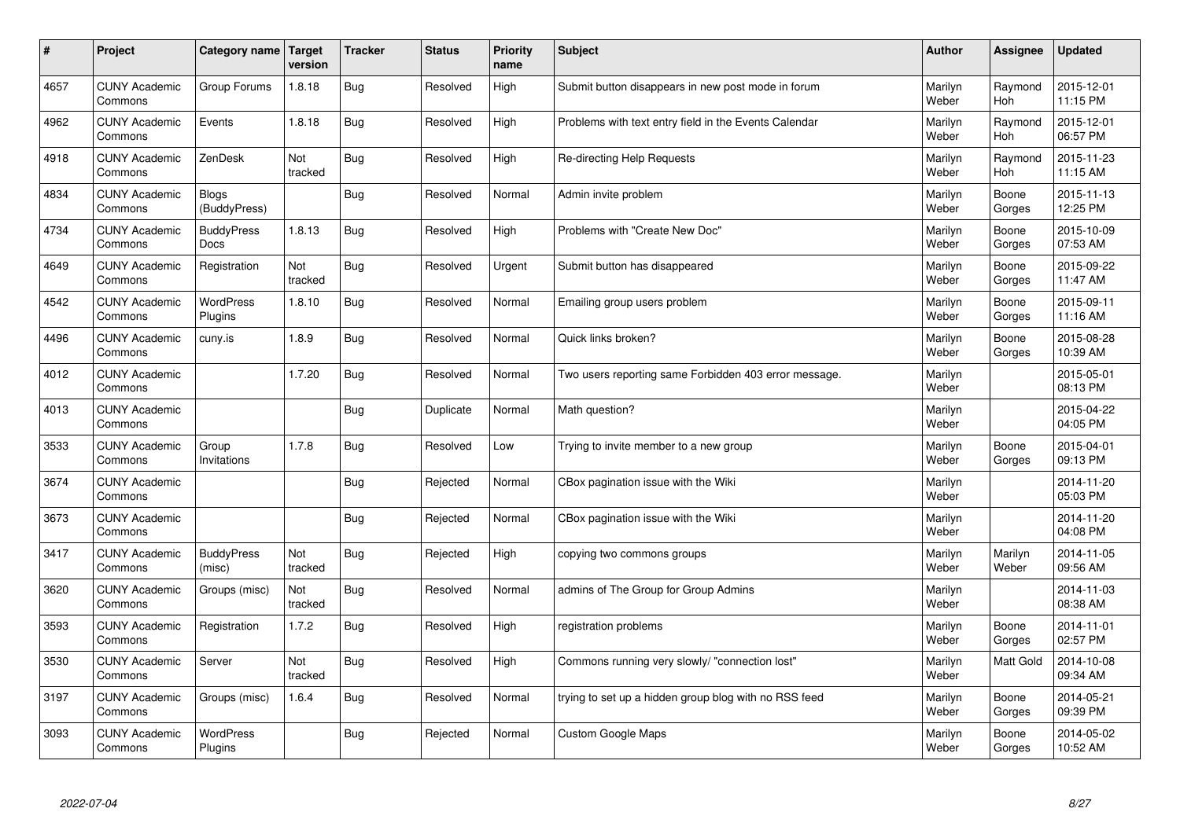| # | Project | Category name | Target version | Tracker | Status | Priority name | Subject | Author | Assignee | Updated |
|---|---|---|---|---|---|---|---|---|---|---|
| 4657 | CUNY Academic Commons | Group Forums | 1.8.18 | Bug | Resolved | High | Submit button disappears in new post mode in forum | Marilyn Weber | Raymond Hoh | 2015-12-01 11:15 PM |
| 4962 | CUNY Academic Commons | Events | 1.8.18 | Bug | Resolved | High | Problems with text entry field in the Events Calendar | Marilyn Weber | Raymond Hoh | 2015-12-01 06:57 PM |
| 4918 | CUNY Academic Commons | ZenDesk | Not tracked | Bug | Resolved | High | Re-directing Help Requests | Marilyn Weber | Raymond Hoh | 2015-11-23 11:15 AM |
| 4834 | CUNY Academic Commons | Blogs (BuddyPress) | | Bug | Resolved | Normal | Admin invite problem | Marilyn Weber | Boone Gorges | 2015-11-13 12:25 PM |
| 4734 | CUNY Academic Commons | BuddyPress Docs | 1.8.13 | Bug | Resolved | High | Problems with "Create New Doc" | Marilyn Weber | Boone Gorges | 2015-10-09 07:53 AM |
| 4649 | CUNY Academic Commons | Registration | Not tracked | Bug | Resolved | Urgent | Submit button has disappeared | Marilyn Weber | Boone Gorges | 2015-09-22 11:47 AM |
| 4542 | CUNY Academic Commons | WordPress Plugins | 1.8.10 | Bug | Resolved | Normal | Emailing group users problem | Marilyn Weber | Boone Gorges | 2015-09-11 11:16 AM |
| 4496 | CUNY Academic Commons | cuny.is | 1.8.9 | Bug | Resolved | Normal | Quick links broken? | Marilyn Weber | Boone Gorges | 2015-08-28 10:39 AM |
| 4012 | CUNY Academic Commons | | 1.7.20 | Bug | Resolved | Normal | Two users reporting same Forbidden 403 error message. | Marilyn Weber | | 2015-05-01 08:13 PM |
| 4013 | CUNY Academic Commons | | | Bug | Duplicate | Normal | Math question? | Marilyn Weber | | 2015-04-22 04:05 PM |
| 3533 | CUNY Academic Commons | Group Invitations | 1.7.8 | Bug | Resolved | Low | Trying to invite member to a new group | Marilyn Weber | Boone Gorges | 2015-04-01 09:13 PM |
| 3674 | CUNY Academic Commons | | | Bug | Rejected | Normal | CBox pagination issue with the Wiki | Marilyn Weber | | 2014-11-20 05:03 PM |
| 3673 | CUNY Academic Commons | | | Bug | Rejected | Normal | CBox pagination issue with the Wiki | Marilyn Weber | | 2014-11-20 04:08 PM |
| 3417 | CUNY Academic Commons | BuddyPress (misc) | Not tracked | Bug | Rejected | High | copying two commons groups | Marilyn Weber | Marilyn Weber | 2014-11-05 09:56 AM |
| 3620 | CUNY Academic Commons | Groups (misc) | Not tracked | Bug | Resolved | Normal | admins of The Group for Group Admins | Marilyn Weber | | 2014-11-03 08:38 AM |
| 3593 | CUNY Academic Commons | Registration | 1.7.2 | Bug | Resolved | High | registration problems | Marilyn Weber | Boone Gorges | 2014-11-01 02:57 PM |
| 3530 | CUNY Academic Commons | Server | Not tracked | Bug | Resolved | High | Commons running very slowly/ "connection lost" | Marilyn Weber | Matt Gold | 2014-10-08 09:34 AM |
| 3197 | CUNY Academic Commons | Groups (misc) | 1.6.4 | Bug | Resolved | Normal | trying to set up a hidden group blog with no RSS feed | Marilyn Weber | Boone Gorges | 2014-05-21 09:39 PM |
| 3093 | CUNY Academic Commons | WordPress Plugins | | Bug | Rejected | Normal | Custom Google Maps | Marilyn Weber | Boone Gorges | 2014-05-02 10:52 AM |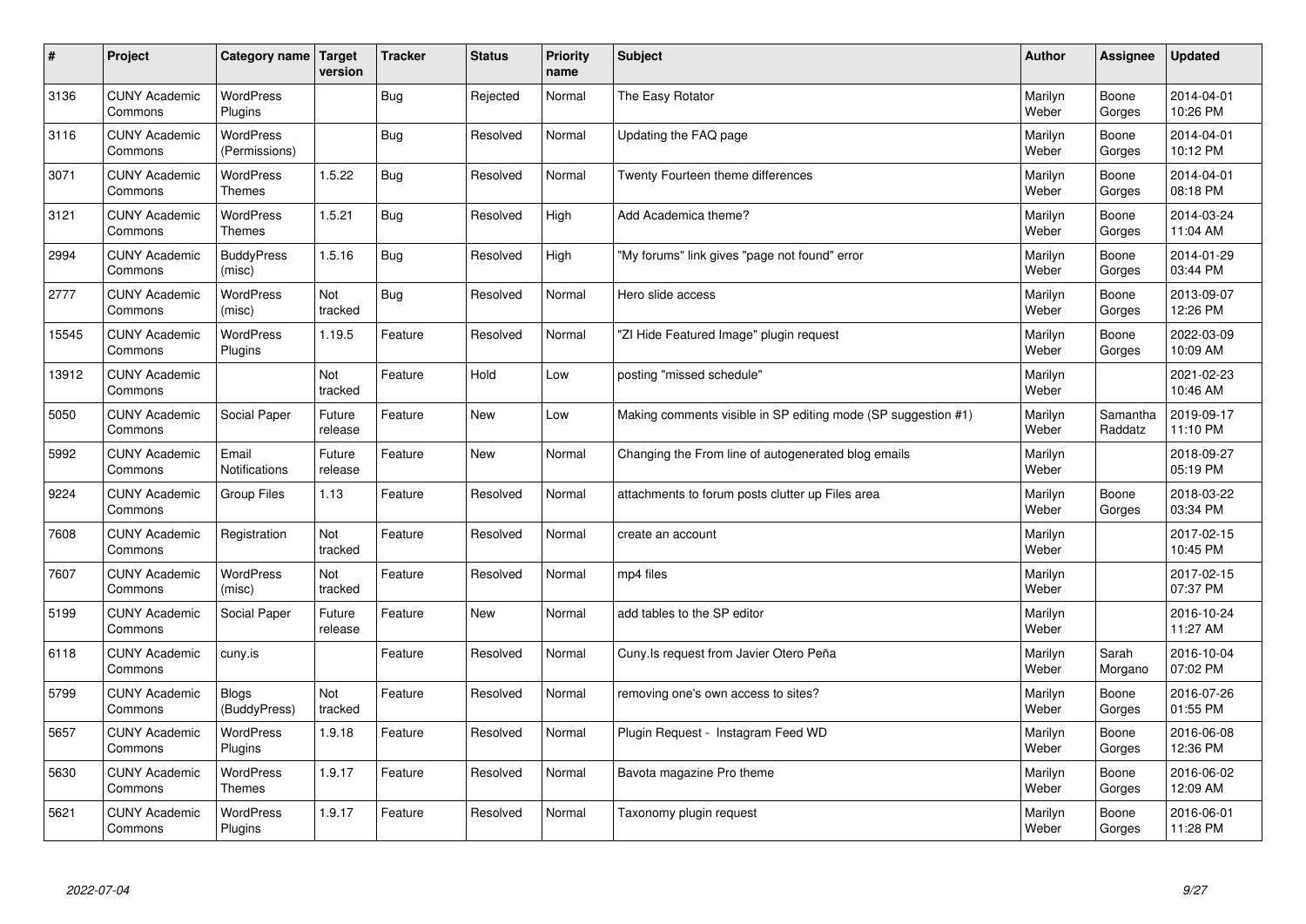| # | Project | Category name | Target version | Tracker | Status | Priority name | Subject | Author | Assignee | Updated |
|---|---|---|---|---|---|---|---|---|---|---|
| 3136 | CUNY Academic Commons | WordPress Plugins | | Bug | Rejected | Normal | The Easy Rotator | Marilyn Weber | Boone Gorges | 2014-04-01 10:26 PM |
| 3116 | CUNY Academic Commons | WordPress (Permissions) | | Bug | Resolved | Normal | Updating the FAQ page | Marilyn Weber | Boone Gorges | 2014-04-01 10:12 PM |
| 3071 | CUNY Academic Commons | WordPress Themes | 1.5.22 | Bug | Resolved | Normal | Twenty Fourteen theme differences | Marilyn Weber | Boone Gorges | 2014-04-01 08:18 PM |
| 3121 | CUNY Academic Commons | WordPress Themes | 1.5.21 | Bug | Resolved | High | Add Academica theme? | Marilyn Weber | Boone Gorges | 2014-03-24 11:04 AM |
| 2994 | CUNY Academic Commons | BuddyPress (misc) | 1.5.16 | Bug | Resolved | High | "My forums" link gives "page not found" error | Marilyn Weber | Boone Gorges | 2014-01-29 03:44 PM |
| 2777 | CUNY Academic Commons | WordPress (misc) | Not tracked | Bug | Resolved | Normal | Hero slide access | Marilyn Weber | Boone Gorges | 2013-09-07 12:26 PM |
| 15545 | CUNY Academic Commons | WordPress Plugins | 1.19.5 | Feature | Resolved | Normal | "ZI Hide Featured Image" plugin request | Marilyn Weber | Boone Gorges | 2022-03-09 10:09 AM |
| 13912 | CUNY Academic Commons | | Not tracked | Feature | Hold | Low | posting "missed schedule" | Marilyn Weber | | 2021-02-23 10:46 AM |
| 5050 | CUNY Academic Commons | Social Paper | Future release | Feature | New | Low | Making comments visible in SP editing mode (SP suggestion #1) | Marilyn Weber | Samantha Raddatz | 2019-09-17 11:10 PM |
| 5992 | CUNY Academic Commons | Email Notifications | Future release | Feature | New | Normal | Changing the From line of autogenerated blog emails | Marilyn Weber | | 2018-09-27 05:19 PM |
| 9224 | CUNY Academic Commons | Group Files | 1.13 | Feature | Resolved | Normal | attachments to forum posts clutter up Files area | Marilyn Weber | Boone Gorges | 2018-03-22 03:34 PM |
| 7608 | CUNY Academic Commons | Registration | Not tracked | Feature | Resolved | Normal | create an account | Marilyn Weber | | 2017-02-15 10:45 PM |
| 7607 | CUNY Academic Commons | WordPress (misc) | Not tracked | Feature | Resolved | Normal | mp4 files | Marilyn Weber | | 2017-02-15 07:37 PM |
| 5199 | CUNY Academic Commons | Social Paper | Future release | Feature | New | Normal | add tables to the SP editor | Marilyn Weber | | 2016-10-24 11:27 AM |
| 6118 | CUNY Academic Commons | cuny.is | | Feature | Resolved | Normal | Cuny.Is request from Javier Otero Peña | Marilyn Weber | Sarah Morgano | 2016-10-04 07:02 PM |
| 5799 | CUNY Academic Commons | Blogs (BuddyPress) | Not tracked | Feature | Resolved | Normal | removing one's own access to sites? | Marilyn Weber | Boone Gorges | 2016-07-26 01:55 PM |
| 5657 | CUNY Academic Commons | WordPress Plugins | 1.9.18 | Feature | Resolved | Normal | Plugin Request - Instagram Feed WD | Marilyn Weber | Boone Gorges | 2016-06-08 12:36 PM |
| 5630 | CUNY Academic Commons | WordPress Themes | 1.9.17 | Feature | Resolved | Normal | Bavota magazine Pro theme | Marilyn Weber | Boone Gorges | 2016-06-02 12:09 AM |
| 5621 | CUNY Academic Commons | WordPress Plugins | 1.9.17 | Feature | Resolved | Normal | Taxonomy plugin request | Marilyn Weber | Boone Gorges | 2016-06-01 11:28 PM |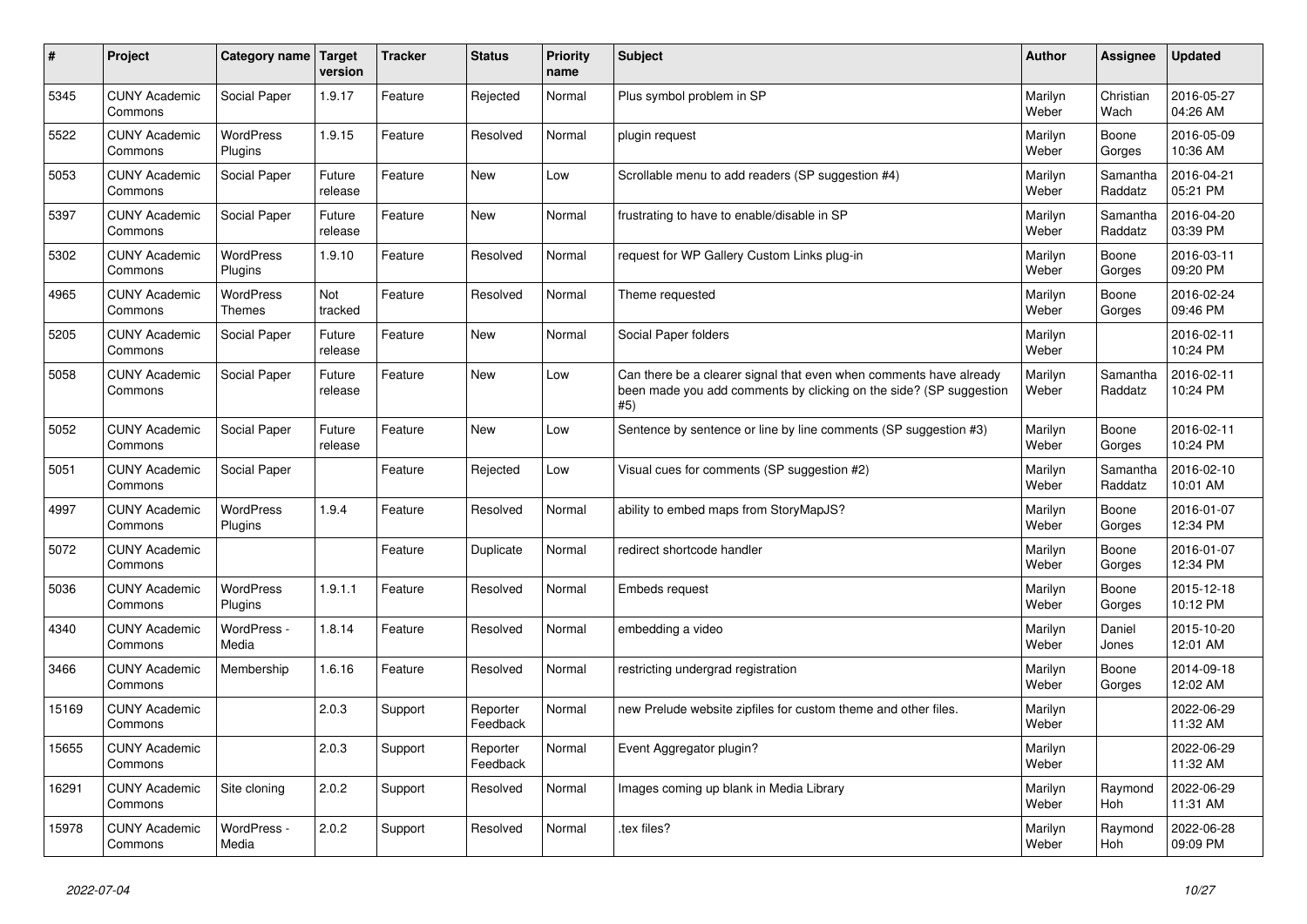| # | Project | Category name | Target version | Tracker | Status | Priority name | Subject | Author | Assignee | Updated |
|---|---|---|---|---|---|---|---|---|---|---|
| 5345 | CUNY Academic Commons | Social Paper | 1.9.17 | Feature | Rejected | Normal | Plus symbol problem in SP | Marilyn Weber | Christian Wach | 2016-05-27 04:26 AM |
| 5522 | CUNY Academic Commons | WordPress Plugins | 1.9.15 | Feature | Resolved | Normal | plugin request | Marilyn Weber | Boone Gorges | 2016-05-09 10:36 AM |
| 5053 | CUNY Academic Commons | Social Paper | Future release | Feature | New | Low | Scrollable menu to add readers (SP suggestion #4) | Marilyn Weber | Samantha Raddatz | 2016-04-21 05:21 PM |
| 5397 | CUNY Academic Commons | Social Paper | Future release | Feature | New | Normal | frustrating to have to enable/disable in SP | Marilyn Weber | Samantha Raddatz | 2016-04-20 03:39 PM |
| 5302 | CUNY Academic Commons | WordPress Plugins | 1.9.10 | Feature | Resolved | Normal | request for WP Gallery Custom Links plug-in | Marilyn Weber | Boone Gorges | 2016-03-11 09:20 PM |
| 4965 | CUNY Academic Commons | WordPress Themes | Not tracked | Feature | Resolved | Normal | Theme requested | Marilyn Weber | Boone Gorges | 2016-02-24 09:46 PM |
| 5205 | CUNY Academic Commons | Social Paper | Future release | Feature | New | Normal | Social Paper folders | Marilyn Weber | | 2016-02-11 10:24 PM |
| 5058 | CUNY Academic Commons | Social Paper | Future release | Feature | New | Low | Can there be a clearer signal that even when comments have already been made you add comments by clicking on the side? (SP suggestion #5) | Marilyn Weber | Samantha Raddatz | 2016-02-11 10:24 PM |
| 5052 | CUNY Academic Commons | Social Paper | Future release | Feature | New | Low | Sentence by sentence or line by line comments (SP suggestion #3) | Marilyn Weber | Boone Gorges | 2016-02-11 10:24 PM |
| 5051 | CUNY Academic Commons | Social Paper | | Feature | Rejected | Low | Visual cues for comments (SP suggestion #2) | Marilyn Weber | Samantha Raddatz | 2016-02-10 10:01 AM |
| 4997 | CUNY Academic Commons | WordPress Plugins | 1.9.4 | Feature | Resolved | Normal | ability to embed maps from StoryMapJS? | Marilyn Weber | Boone Gorges | 2016-01-07 12:34 PM |
| 5072 | CUNY Academic Commons | | | Feature | Duplicate | Normal | redirect shortcode handler | Marilyn Weber | Boone Gorges | 2016-01-07 12:34 PM |
| 5036 | CUNY Academic Commons | WordPress Plugins | 1.9.1.1 | Feature | Resolved | Normal | Embeds request | Marilyn Weber | Boone Gorges | 2015-12-18 10:12 PM |
| 4340 | CUNY Academic Commons | WordPress - Media | 1.8.14 | Feature | Resolved | Normal | embedding a video | Marilyn Weber | Daniel Jones | 2015-10-20 12:01 AM |
| 3466 | CUNY Academic Commons | Membership | 1.6.16 | Feature | Resolved | Normal | restricting undergrad registration | Marilyn Weber | Boone Gorges | 2014-09-18 12:02 AM |
| 15169 | CUNY Academic Commons | | 2.0.3 | Support | Reporter Feedback | Normal | new Prelude website zipfiles for custom theme and other files. | Marilyn Weber | | 2022-06-29 11:32 AM |
| 15655 | CUNY Academic Commons | | 2.0.3 | Support | Reporter Feedback | Normal | Event Aggregator plugin? | Marilyn Weber | | 2022-06-29 11:32 AM |
| 16291 | CUNY Academic Commons | Site cloning | 2.0.2 | Support | Resolved | Normal | Images coming up blank in Media Library | Marilyn Weber | Raymond Hoh | 2022-06-29 11:31 AM |
| 15978 | CUNY Academic Commons | WordPress - Media | 2.0.2 | Support | Resolved | Normal | .tex files? | Marilyn Weber | Raymond Hoh | 2022-06-28 09:09 PM |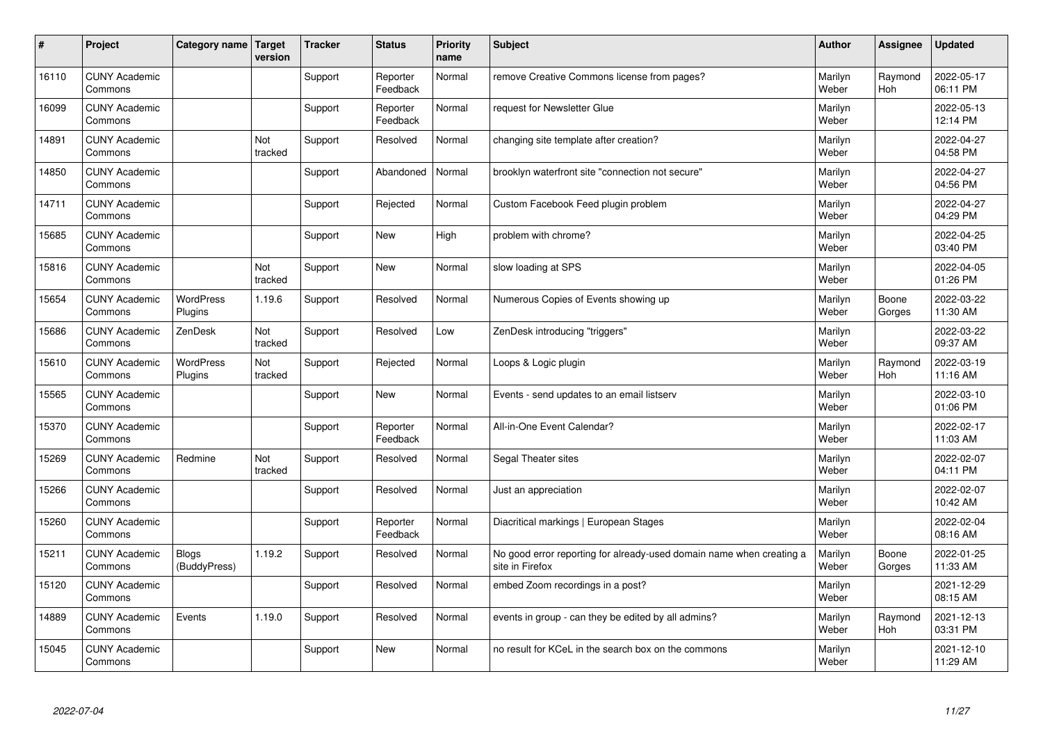| # | Project | Category name | Target version | Tracker | Status | Priority name | Subject | Author | Assignee | Updated |
|---|---|---|---|---|---|---|---|---|---|---|
| 16110 | CUNY Academic Commons | | | Support | Reporter Feedback | Normal | remove Creative Commons license from pages? | Marilyn Weber | Raymond Hoh | 2022-05-17 06:11 PM |
| 16099 | CUNY Academic Commons | | | Support | Reporter Feedback | Normal | request for Newsletter Glue | Marilyn Weber | | 2022-05-13 12:14 PM |
| 14891 | CUNY Academic Commons | | Not tracked | Support | Resolved | Normal | changing site template after creation? | Marilyn Weber | | 2022-04-27 04:58 PM |
| 14850 | CUNY Academic Commons | | | Support | Abandoned | Normal | brooklyn waterfront site "connection not secure" | Marilyn Weber | | 2022-04-27 04:56 PM |
| 14711 | CUNY Academic Commons | | | Support | Rejected | Normal | Custom Facebook Feed plugin problem | Marilyn Weber | | 2022-04-27 04:29 PM |
| 15685 | CUNY Academic Commons | | | Support | New | High | problem with chrome? | Marilyn Weber | | 2022-04-25 03:40 PM |
| 15816 | CUNY Academic Commons | | Not tracked | Support | New | Normal | slow loading at SPS | Marilyn Weber | | 2022-04-05 01:26 PM |
| 15654 | CUNY Academic Commons | WordPress Plugins | 1.19.6 | Support | Resolved | Normal | Numerous Copies of Events showing up | Marilyn Weber | Boone Gorges | 2022-03-22 11:30 AM |
| 15686 | CUNY Academic Commons | ZenDesk | Not tracked | Support | Resolved | Low | ZenDesk introducing "triggers" | Marilyn Weber | | 2022-03-22 09:37 AM |
| 15610 | CUNY Academic Commons | WordPress Plugins | Not tracked | Support | Rejected | Normal | Loops & Logic plugin | Marilyn Weber | Raymond Hoh | 2022-03-19 11:16 AM |
| 15565 | CUNY Academic Commons | | | Support | New | Normal | Events - send updates to an email listserv | Marilyn Weber | | 2022-03-10 01:06 PM |
| 15370 | CUNY Academic Commons | | | Support | Reporter Feedback | Normal | All-in-One Event Calendar? | Marilyn Weber | | 2022-02-17 11:03 AM |
| 15269 | CUNY Academic Commons | Redmine | Not tracked | Support | Resolved | Normal | Segal Theater sites | Marilyn Weber | | 2022-02-07 04:11 PM |
| 15266 | CUNY Academic Commons | | | Support | Resolved | Normal | Just an appreciation | Marilyn Weber | | 2022-02-07 10:42 AM |
| 15260 | CUNY Academic Commons | | | Support | Reporter Feedback | Normal | Diacritical markings \| European Stages | Marilyn Weber | | 2022-02-04 08:16 AM |
| 15211 | CUNY Academic Commons | Blogs (BuddyPress) | 1.19.2 | Support | Resolved | Normal | No good error reporting for already-used domain name when creating a site in Firefox | Marilyn Weber | Boone Gorges | 2022-01-25 11:33 AM |
| 15120 | CUNY Academic Commons | | | Support | Resolved | Normal | embed Zoom recordings in a post? | Marilyn Weber | | 2021-12-29 08:15 AM |
| 14889 | CUNY Academic Commons | Events | 1.19.0 | Support | Resolved | Normal | events in group - can they be edited by all admins? | Marilyn Weber | Raymond Hoh | 2021-12-13 03:31 PM |
| 15045 | CUNY Academic Commons | | | Support | New | Normal | no result for KCeL in the search box on the commons | Marilyn Weber | | 2021-12-10 11:29 AM |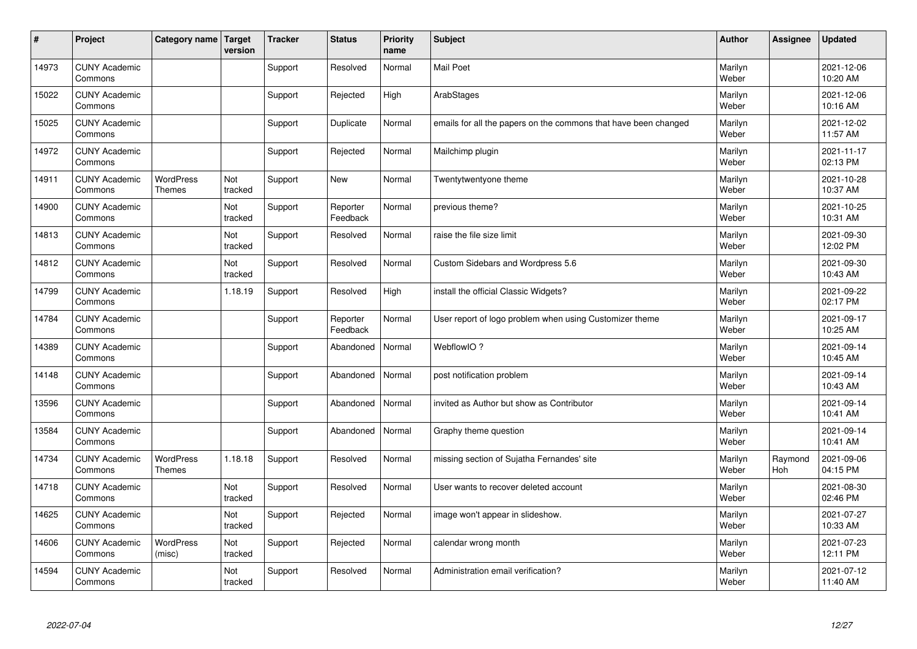| # | Project | Category name | Target version | Tracker | Status | Priority name | Subject | Author | Assignee | Updated |
|---|---|---|---|---|---|---|---|---|---|---|
| 14973 | CUNY Academic Commons | | | Support | Resolved | Normal | Mail Poet | Marilyn Weber | | 2021-12-06 10:20 AM |
| 15022 | CUNY Academic Commons | | | Support | Rejected | High | ArabStages | Marilyn Weber | | 2021-12-06 10:16 AM |
| 15025 | CUNY Academic Commons | | | Support | Duplicate | Normal | emails for all the papers on the commons that have been changed | Marilyn Weber | | 2021-12-02 11:57 AM |
| 14972 | CUNY Academic Commons | | | Support | Rejected | Normal | Mailchimp plugin | Marilyn Weber | | 2021-11-17 02:13 PM |
| 14911 | CUNY Academic Commons | WordPress Themes | Not tracked | Support | New | Normal | Twentytwentyone theme | Marilyn Weber | | 2021-10-28 10:37 AM |
| 14900 | CUNY Academic Commons | | Not tracked | Support | Reporter Feedback | Normal | previous theme? | Marilyn Weber | | 2021-10-25 10:31 AM |
| 14813 | CUNY Academic Commons | | Not tracked | Support | Resolved | Normal | raise the file size limit | Marilyn Weber | | 2021-09-30 12:02 PM |
| 14812 | CUNY Academic Commons | | Not tracked | Support | Resolved | Normal | Custom Sidebars and Wordpress 5.6 | Marilyn Weber | | 2021-09-30 10:43 AM |
| 14799 | CUNY Academic Commons | | 1.18.19 | Support | Resolved | High | install the official Classic Widgets? | Marilyn Weber | | 2021-09-22 02:17 PM |
| 14784 | CUNY Academic Commons | | | Support | Reporter Feedback | Normal | User report of logo problem when using Customizer theme | Marilyn Weber | | 2021-09-17 10:25 AM |
| 14389 | CUNY Academic Commons | | | Support | Abandoned | Normal | WebflowIO ? | Marilyn Weber | | 2021-09-14 10:45 AM |
| 14148 | CUNY Academic Commons | | | Support | Abandoned | Normal | post notification problem | Marilyn Weber | | 2021-09-14 10:43 AM |
| 13596 | CUNY Academic Commons | | | Support | Abandoned | Normal | invited as Author but show as Contributor | Marilyn Weber | | 2021-09-14 10:41 AM |
| 13584 | CUNY Academic Commons | | | Support | Abandoned | Normal | Graphy theme question | Marilyn Weber | | 2021-09-14 10:41 AM |
| 14734 | CUNY Academic Commons | WordPress Themes | 1.18.18 | Support | Resolved | Normal | missing section of Sujatha Fernandes' site | Marilyn Weber | Raymond Hoh | 2021-09-06 04:15 PM |
| 14718 | CUNY Academic Commons | | Not tracked | Support | Resolved | Normal | User wants to recover deleted account | Marilyn Weber | | 2021-08-30 02:46 PM |
| 14625 | CUNY Academic Commons | | Not tracked | Support | Rejected | Normal | image won't appear in slideshow. | Marilyn Weber | | 2021-07-27 10:33 AM |
| 14606 | CUNY Academic Commons | WordPress (misc) | Not tracked | Support | Rejected | Normal | calendar wrong month | Marilyn Weber | | 2021-07-23 12:11 PM |
| 14594 | CUNY Academic Commons | | Not tracked | Support | Resolved | Normal | Administration email verification? | Marilyn Weber | | 2021-07-12 11:40 AM |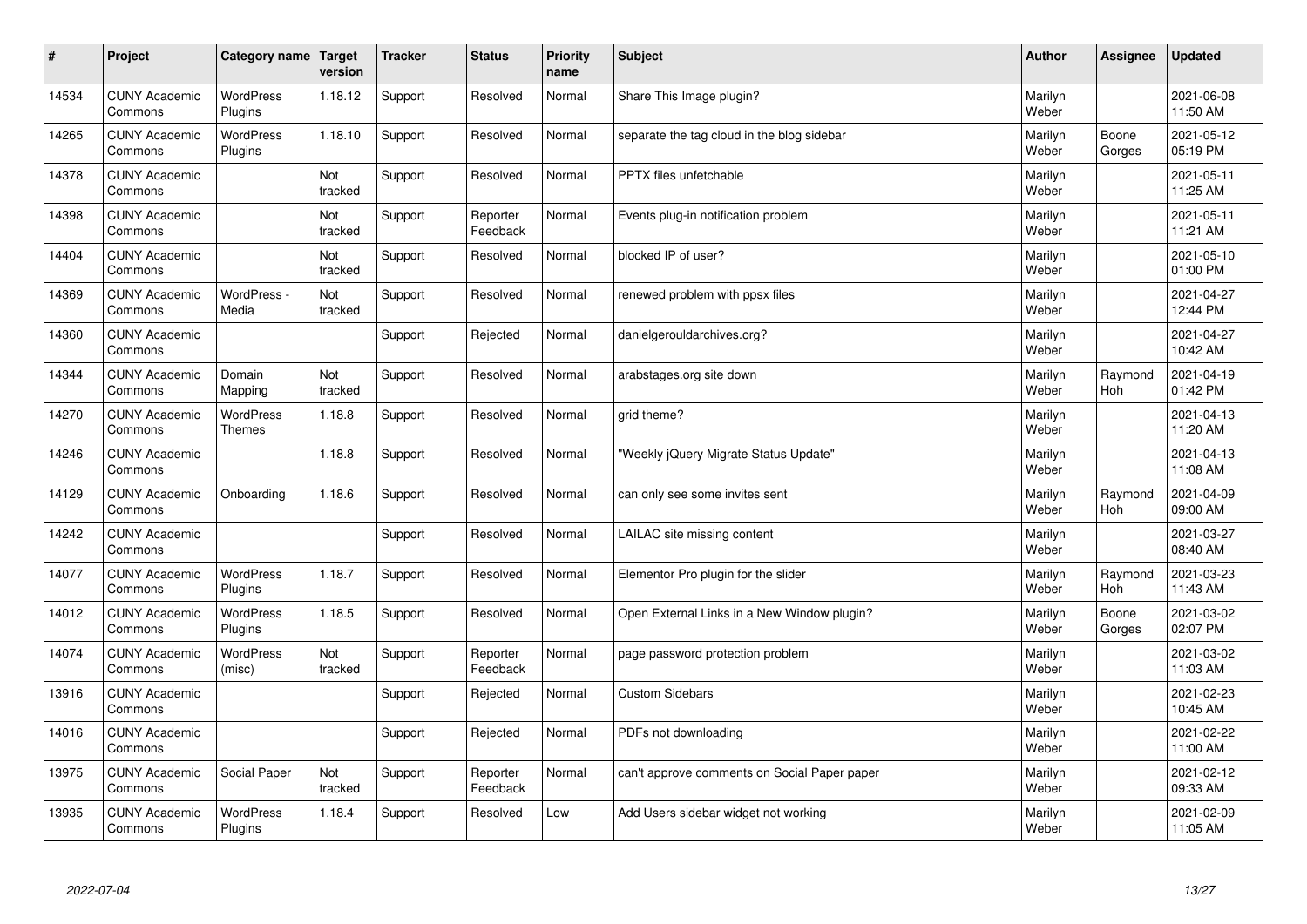| # | Project | Category name | Target version | Tracker | Status | Priority name | Subject | Author | Assignee | Updated |
|---|---|---|---|---|---|---|---|---|---|---|
| 14534 | CUNY Academic Commons | WordPress Plugins | 1.18.12 | Support | Resolved | Normal | Share This Image plugin? | Marilyn Weber | | 2021-06-08 11:50 AM |
| 14265 | CUNY Academic Commons | WordPress Plugins | 1.18.10 | Support | Resolved | Normal | separate the tag cloud in the blog sidebar | Marilyn Weber | Boone Gorges | 2021-05-12 05:19 PM |
| 14378 | CUNY Academic Commons | | Not tracked | Support | Resolved | Normal | PPTX files unfetchable | Marilyn Weber | | 2021-05-11 11:25 AM |
| 14398 | CUNY Academic Commons | | Not tracked | Support | Reporter Feedback | Normal | Events plug-in notification problem | Marilyn Weber | | 2021-05-11 11:21 AM |
| 14404 | CUNY Academic Commons | | Not tracked | Support | Resolved | Normal | blocked IP of user? | Marilyn Weber | | 2021-05-10 01:00 PM |
| 14369 | CUNY Academic Commons | WordPress - Media | Not tracked | Support | Resolved | Normal | renewed problem with ppsx files | Marilyn Weber | | 2021-04-27 12:44 PM |
| 14360 | CUNY Academic Commons | | | Support | Rejected | Normal | danielgerouldarchives.org? | Marilyn Weber | | 2021-04-27 10:42 AM |
| 14344 | CUNY Academic Commons | Domain Mapping | Not tracked | Support | Resolved | Normal | arabstages.org site down | Marilyn Weber | Raymond Hoh | 2021-04-19 01:42 PM |
| 14270 | CUNY Academic Commons | WordPress Themes | 1.18.8 | Support | Resolved | Normal | grid theme? | Marilyn Weber | | 2021-04-13 11:20 AM |
| 14246 | CUNY Academic Commons | | 1.18.8 | Support | Resolved | Normal | "Weekly jQuery Migrate Status Update" | Marilyn Weber | | 2021-04-13 11:08 AM |
| 14129 | CUNY Academic Commons | Onboarding | 1.18.6 | Support | Resolved | Normal | can only see some invites sent | Marilyn Weber | Raymond Hoh | 2021-04-09 09:00 AM |
| 14242 | CUNY Academic Commons | | | Support | Resolved | Normal | LAILAC site missing content | Marilyn Weber | | 2021-03-27 08:40 AM |
| 14077 | CUNY Academic Commons | WordPress Plugins | 1.18.7 | Support | Resolved | Normal | Elementor Pro plugin for the slider | Marilyn Weber | Raymond Hoh | 2021-03-23 11:43 AM |
| 14012 | CUNY Academic Commons | WordPress Plugins | 1.18.5 | Support | Resolved | Normal | Open External Links in a New Window plugin? | Marilyn Weber | Boone Gorges | 2021-03-02 02:07 PM |
| 14074 | CUNY Academic Commons | WordPress (misc) | Not tracked | Support | Reporter Feedback | Normal | page password protection problem | Marilyn Weber | | 2021-03-02 11:03 AM |
| 13916 | CUNY Academic Commons | | | Support | Rejected | Normal | Custom Sidebars | Marilyn Weber | | 2021-02-23 10:45 AM |
| 14016 | CUNY Academic Commons | | | Support | Rejected | Normal | PDFs not downloading | Marilyn Weber | | 2021-02-22 11:00 AM |
| 13975 | CUNY Academic Commons | Social Paper | Not tracked | Support | Reporter Feedback | Normal | can't approve comments on Social Paper paper | Marilyn Weber | | 2021-02-12 09:33 AM |
| 13935 | CUNY Academic Commons | WordPress Plugins | 1.18.4 | Support | Resolved | Low | Add Users sidebar widget not working | Marilyn Weber | | 2021-02-09 11:05 AM |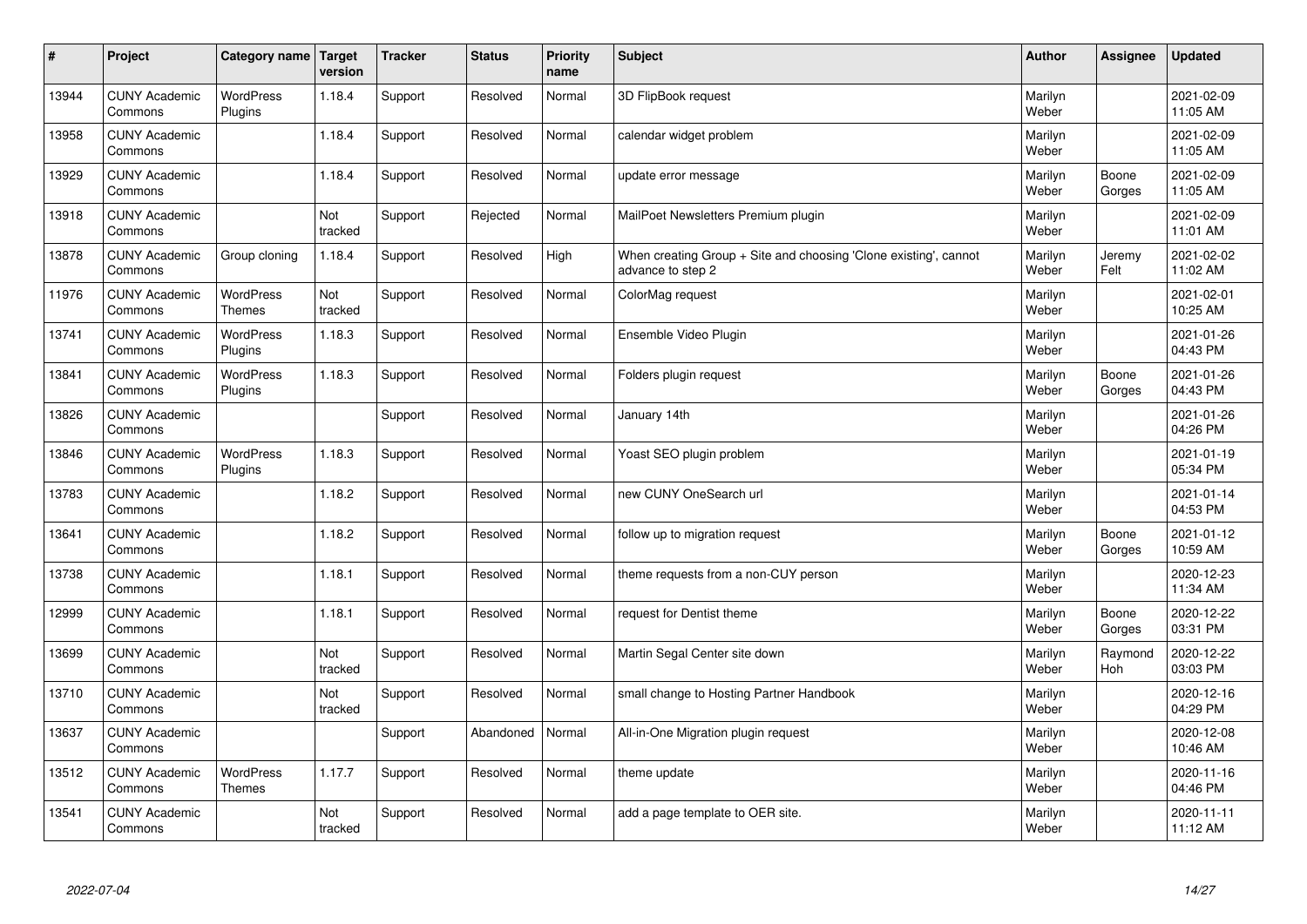| # | Project | Category name | Target version | Tracker | Status | Priority name | Subject | Author | Assignee | Updated |
|---|---|---|---|---|---|---|---|---|---|---|
| 13944 | CUNY Academic Commons | WordPress Plugins | 1.18.4 | Support | Resolved | Normal | 3D FlipBook request | Marilyn Weber | | 2021-02-09 11:05 AM |
| 13958 | CUNY Academic Commons | | 1.18.4 | Support | Resolved | Normal | calendar widget problem | Marilyn Weber | | 2021-02-09 11:05 AM |
| 13929 | CUNY Academic Commons | | 1.18.4 | Support | Resolved | Normal | update error message | Marilyn Weber | Boone Gorges | 2021-02-09 11:05 AM |
| 13918 | CUNY Academic Commons | | Not tracked | Support | Rejected | Normal | MailPoet Newsletters Premium plugin | Marilyn Weber | | 2021-02-09 11:01 AM |
| 13878 | CUNY Academic Commons | Group cloning | 1.18.4 | Support | Resolved | High | When creating Group + Site and choosing 'Clone existing', cannot advance to step 2 | Marilyn Weber | Jeremy Felt | 2021-02-02 11:02 AM |
| 11976 | CUNY Academic Commons | WordPress Themes | Not tracked | Support | Resolved | Normal | ColorMag request | Marilyn Weber | | 2021-02-01 10:25 AM |
| 13741 | CUNY Academic Commons | WordPress Plugins | 1.18.3 | Support | Resolved | Normal | Ensemble Video Plugin | Marilyn Weber | | 2021-01-26 04:43 PM |
| 13841 | CUNY Academic Commons | WordPress Plugins | 1.18.3 | Support | Resolved | Normal | Folders plugin request | Marilyn Weber | Boone Gorges | 2021-01-26 04:43 PM |
| 13826 | CUNY Academic Commons | | | Support | Resolved | Normal | January 14th | Marilyn Weber | | 2021-01-26 04:26 PM |
| 13846 | CUNY Academic Commons | WordPress Plugins | 1.18.3 | Support | Resolved | Normal | Yoast SEO plugin problem | Marilyn Weber | | 2021-01-19 05:34 PM |
| 13783 | CUNY Academic Commons | | 1.18.2 | Support | Resolved | Normal | new CUNY OneSearch url | Marilyn Weber | | 2021-01-14 04:53 PM |
| 13641 | CUNY Academic Commons | | 1.18.2 | Support | Resolved | Normal | follow up to migration request | Marilyn Weber | Boone Gorges | 2021-01-12 10:59 AM |
| 13738 | CUNY Academic Commons | | 1.18.1 | Support | Resolved | Normal | theme requests from a non-CUY person | Marilyn Weber | | 2020-12-23 11:34 AM |
| 12999 | CUNY Academic Commons | | 1.18.1 | Support | Resolved | Normal | request for Dentist theme | Marilyn Weber | Boone Gorges | 2020-12-22 03:31 PM |
| 13699 | CUNY Academic Commons | | Not tracked | Support | Resolved | Normal | Martin Segal Center site down | Marilyn Weber | Raymond Hoh | 2020-12-22 03:03 PM |
| 13710 | CUNY Academic Commons | | Not tracked | Support | Resolved | Normal | small change to Hosting Partner Handbook | Marilyn Weber | | 2020-12-16 04:29 PM |
| 13637 | CUNY Academic Commons | | | Support | Abandoned | Normal | All-in-One Migration plugin request | Marilyn Weber | | 2020-12-08 10:46 AM |
| 13512 | CUNY Academic Commons | WordPress Themes | 1.17.7 | Support | Resolved | Normal | theme update | Marilyn Weber | | 2020-11-16 04:46 PM |
| 13541 | CUNY Academic Commons | | Not tracked | Support | Resolved | Normal | add a page template to OER site. | Marilyn Weber | | 2020-11-11 11:12 AM |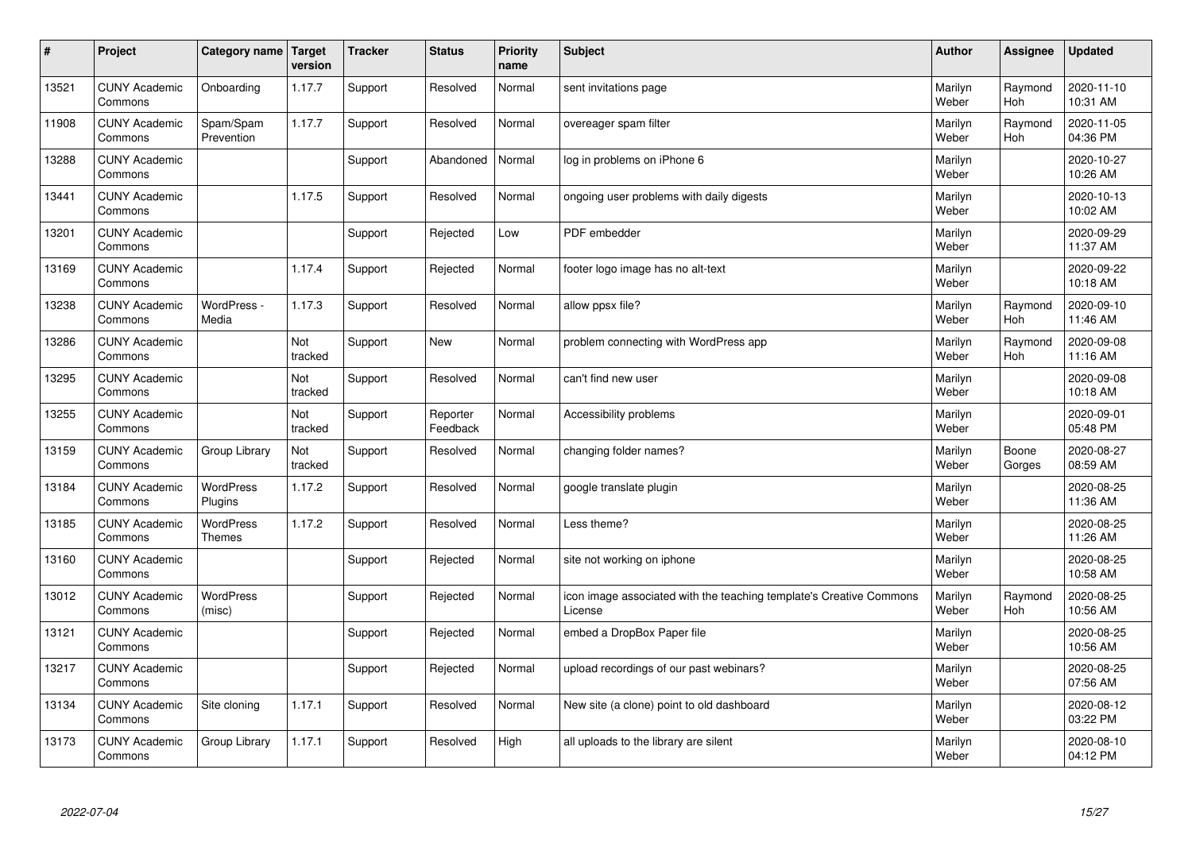| # | Project | Category name | Target version | Tracker | Status | Priority name | Subject | Author | Assignee | Updated |
|---|---|---|---|---|---|---|---|---|---|---|
| 13521 | CUNY Academic Commons | Onboarding | 1.17.7 | Support | Resolved | Normal | sent invitations page | Marilyn Weber | Raymond Hoh | 2020-11-10 10:31 AM |
| 11908 | CUNY Academic Commons | Spam/Spam Prevention | 1.17.7 | Support | Resolved | Normal | overeager spam filter | Marilyn Weber | Raymond Hoh | 2020-11-05 04:36 PM |
| 13288 | CUNY Academic Commons | | | Support | Abandoned | Normal | log in problems on iPhone 6 | Marilyn Weber | | 2020-10-27 10:26 AM |
| 13441 | CUNY Academic Commons | | 1.17.5 | Support | Resolved | Normal | ongoing user problems with daily digests | Marilyn Weber | | 2020-10-13 10:02 AM |
| 13201 | CUNY Academic Commons | | | Support | Rejected | Low | PDF embedder | Marilyn Weber | | 2020-09-29 11:37 AM |
| 13169 | CUNY Academic Commons | | 1.17.4 | Support | Rejected | Normal | footer logo image has no alt-text | Marilyn Weber | | 2020-09-22 10:18 AM |
| 13238 | CUNY Academic Commons | WordPress - Media | 1.17.3 | Support | Resolved | Normal | allow ppsx file? | Marilyn Weber | Raymond Hoh | 2020-09-10 11:46 AM |
| 13286 | CUNY Academic Commons | | Not tracked | Support | New | Normal | problem connecting with WordPress app | Marilyn Weber | Raymond Hoh | 2020-09-08 11:16 AM |
| 13295 | CUNY Academic Commons | | Not tracked | Support | Resolved | Normal | can't find new user | Marilyn Weber | | 2020-09-08 10:18 AM |
| 13255 | CUNY Academic Commons | | Not tracked | Support | Reporter Feedback | Normal | Accessibility problems | Marilyn Weber | | 2020-09-01 05:48 PM |
| 13159 | CUNY Academic Commons | Group Library | Not tracked | Support | Resolved | Normal | changing folder names? | Marilyn Weber | Boone Gorges | 2020-08-27 08:59 AM |
| 13184 | CUNY Academic Commons | WordPress Plugins | 1.17.2 | Support | Resolved | Normal | google translate plugin | Marilyn Weber | | 2020-08-25 11:36 AM |
| 13185 | CUNY Academic Commons | WordPress Themes | 1.17.2 | Support | Resolved | Normal | Less theme? | Marilyn Weber | | 2020-08-25 11:26 AM |
| 13160 | CUNY Academic Commons | | | Support | Rejected | Normal | site not working on iphone | Marilyn Weber | | 2020-08-25 10:58 AM |
| 13012 | CUNY Academic Commons | WordPress (misc) | | Support | Rejected | Normal | icon image associated with the teaching template's Creative Commons License | Marilyn Weber | Raymond Hoh | 2020-08-25 10:56 AM |
| 13121 | CUNY Academic Commons | | | Support | Rejected | Normal | embed a DropBox Paper file | Marilyn Weber | | 2020-08-25 10:56 AM |
| 13217 | CUNY Academic Commons | | | Support | Rejected | Normal | upload recordings of our past webinars? | Marilyn Weber | | 2020-08-25 07:56 AM |
| 13134 | CUNY Academic Commons | Site cloning | 1.17.1 | Support | Resolved | Normal | New site (a clone) point to old dashboard | Marilyn Weber | | 2020-08-12 03:22 PM |
| 13173 | CUNY Academic Commons | Group Library | 1.17.1 | Support | Resolved | High | all uploads to the library are silent | Marilyn Weber | | 2020-08-10 04:12 PM |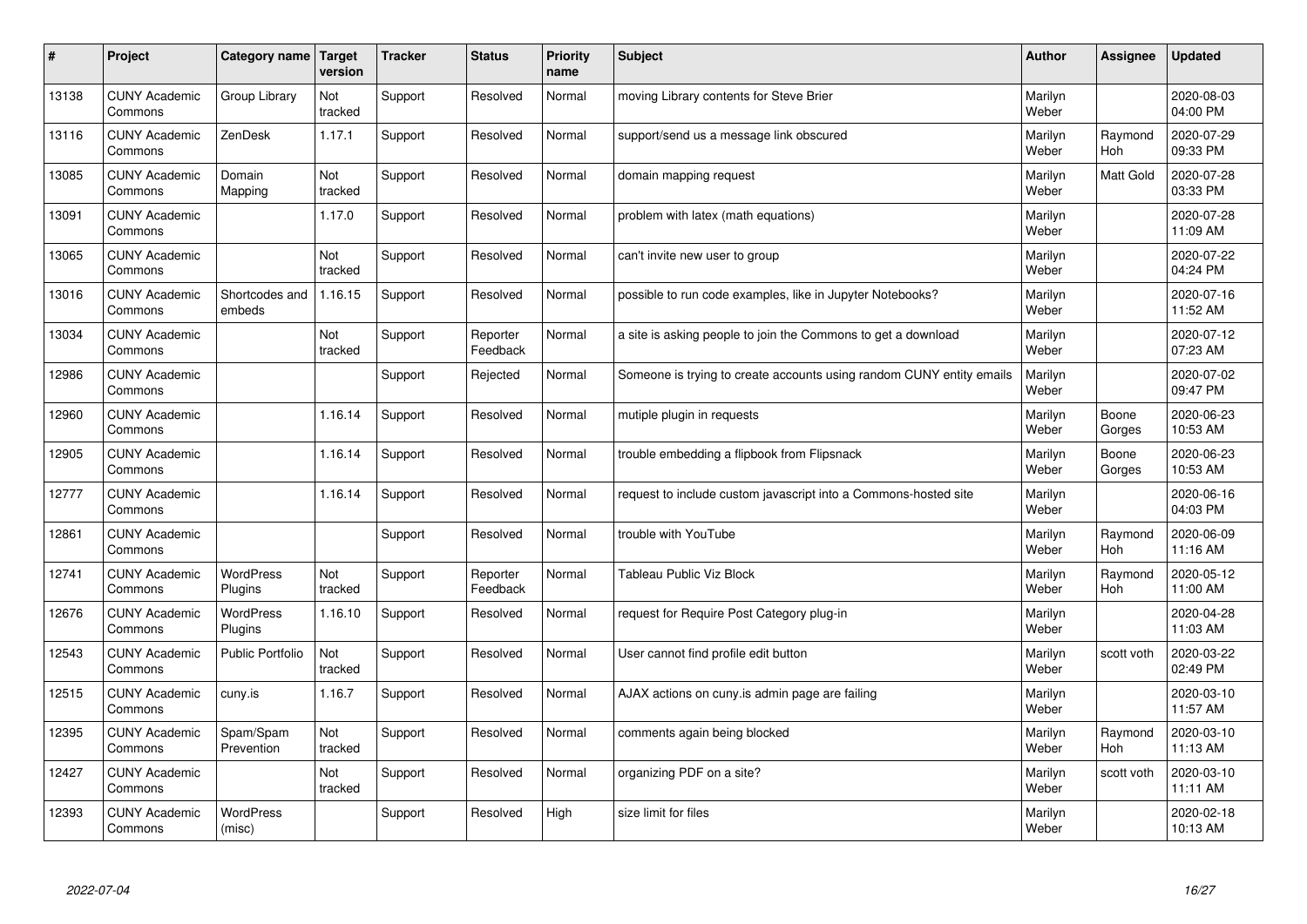| # | Project | Category name | Target version | Tracker | Status | Priority name | Subject | Author | Assignee | Updated |
|---|---|---|---|---|---|---|---|---|---|---|
| 13138 | CUNY Academic Commons | Group Library | Not tracked | Support | Resolved | Normal | moving Library contents for Steve Brier | Marilyn Weber | | 2020-08-03 04:00 PM |
| 13116 | CUNY Academic Commons | ZenDesk | 1.17.1 | Support | Resolved | Normal | support/send us a message link obscured | Marilyn Weber | Raymond Hoh | 2020-07-29 09:33 PM |
| 13085 | CUNY Academic Commons | Domain Mapping | Not tracked | Support | Resolved | Normal | domain mapping request | Marilyn Weber | Matt Gold | 2020-07-28 03:33 PM |
| 13091 | CUNY Academic Commons | | 1.17.0 | Support | Resolved | Normal | problem with latex (math equations) | Marilyn Weber | | 2020-07-28 11:09 AM |
| 13065 | CUNY Academic Commons | | Not tracked | Support | Resolved | Normal | can't invite new user to group | Marilyn Weber | | 2020-07-22 04:24 PM |
| 13016 | CUNY Academic Commons | Shortcodes and embeds | 1.16.15 | Support | Resolved | Normal | possible to run code examples, like in Jupyter Notebooks? | Marilyn Weber | | 2020-07-16 11:52 AM |
| 13034 | CUNY Academic Commons | | Not tracked | Support | Reporter Feedback | Normal | a site is asking people to join the Commons to get a download | Marilyn Weber | | 2020-07-12 07:23 AM |
| 12986 | CUNY Academic Commons | | | Support | Rejected | Normal | Someone is trying to create accounts using random CUNY entity emails | Marilyn Weber | | 2020-07-02 09:47 PM |
| 12960 | CUNY Academic Commons | | 1.16.14 | Support | Resolved | Normal | mutiple plugin in requests | Marilyn Weber | Boone Gorges | 2020-06-23 10:53 AM |
| 12905 | CUNY Academic Commons | | 1.16.14 | Support | Resolved | Normal | trouble embedding a flipbook from Flipsnack | Marilyn Weber | Boone Gorges | 2020-06-23 10:53 AM |
| 12777 | CUNY Academic Commons | | 1.16.14 | Support | Resolved | Normal | request to include custom javascript into a Commons-hosted site | Marilyn Weber | | 2020-06-16 04:03 PM |
| 12861 | CUNY Academic Commons | | | Support | Resolved | Normal | trouble with YouTube | Marilyn Weber | Raymond Hoh | 2020-06-09 11:16 AM |
| 12741 | CUNY Academic Commons | WordPress Plugins | Not tracked | Support | Reporter Feedback | Normal | Tableau Public Viz Block | Marilyn Weber | Raymond Hoh | 2020-05-12 11:00 AM |
| 12676 | CUNY Academic Commons | WordPress Plugins | 1.16.10 | Support | Resolved | Normal | request for Require Post Category plug-in | Marilyn Weber | | 2020-04-28 11:03 AM |
| 12543 | CUNY Academic Commons | Public Portfolio | Not tracked | Support | Resolved | Normal | User cannot find profile edit button | Marilyn Weber | scott voth | 2020-03-22 02:49 PM |
| 12515 | CUNY Academic Commons | cuny.is | 1.16.7 | Support | Resolved | Normal | AJAX actions on cuny.is admin page are failing | Marilyn Weber | | 2020-03-10 11:57 AM |
| 12395 | CUNY Academic Commons | Spam/Spam Prevention | Not tracked | Support | Resolved | Normal | comments again being blocked | Marilyn Weber | Raymond Hoh | 2020-03-10 11:13 AM |
| 12427 | CUNY Academic Commons | | Not tracked | Support | Resolved | Normal | organizing PDF on a site? | Marilyn Weber | scott voth | 2020-03-10 11:11 AM |
| 12393 | CUNY Academic Commons | WordPress (misc) | | Support | Resolved | High | size limit for files | Marilyn Weber | | 2020-02-18 10:13 AM |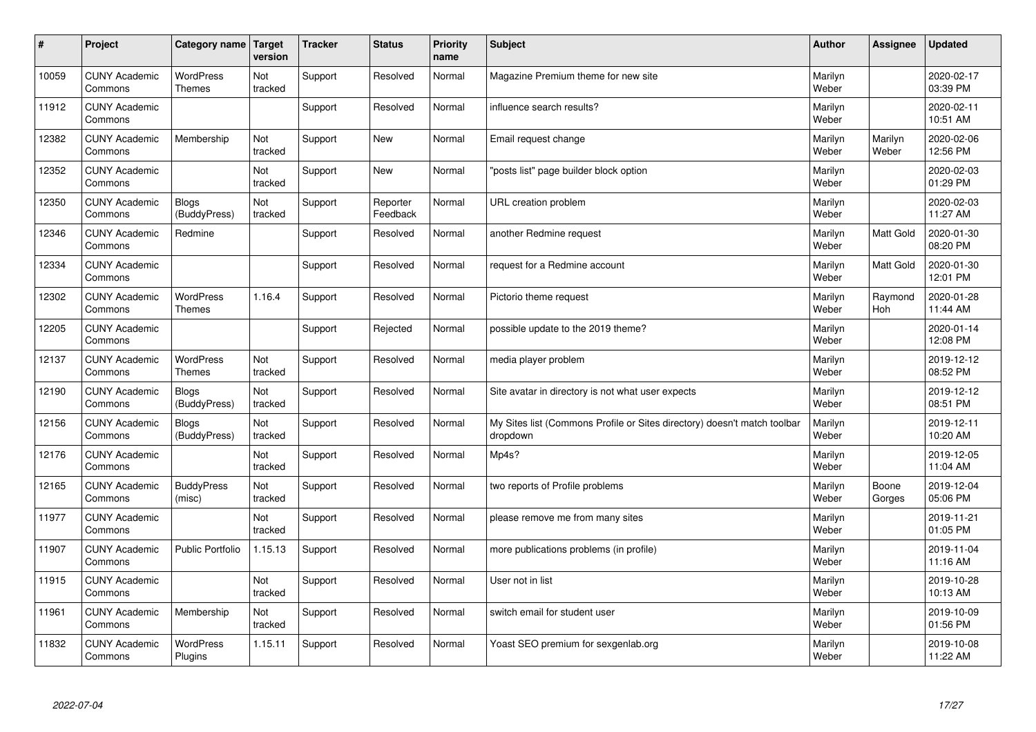| # | Project | Category name | Target version | Tracker | Status | Priority name | Subject | Author | Assignee | Updated |
|---|---|---|---|---|---|---|---|---|---|---|
| 10059 | CUNY Academic Commons | WordPress Themes | Not tracked | Support | Resolved | Normal | Magazine Premium theme for new site | Marilyn Weber | | 2020-02-17 03:39 PM |
| 11912 | CUNY Academic Commons | | | Support | Resolved | Normal | influence search results? | Marilyn Weber | | 2020-02-11 10:51 AM |
| 12382 | CUNY Academic Commons | Membership | Not tracked | Support | New | Normal | Email request change | Marilyn Weber | Marilyn Weber | 2020-02-06 12:56 PM |
| 12352 | CUNY Academic Commons | | Not tracked | Support | New | Normal | "posts list" page builder block option | Marilyn Weber | | 2020-02-03 01:29 PM |
| 12350 | CUNY Academic Commons | Blogs (BuddyPress) | Not tracked | Support | Reporter Feedback | Normal | URL creation problem | Marilyn Weber | | 2020-02-03 11:27 AM |
| 12346 | CUNY Academic Commons | Redmine | | Support | Resolved | Normal | another Redmine request | Marilyn Weber | Matt Gold | 2020-01-30 08:20 PM |
| 12334 | CUNY Academic Commons | | | Support | Resolved | Normal | request for a Redmine account | Marilyn Weber | Matt Gold | 2020-01-30 12:01 PM |
| 12302 | CUNY Academic Commons | WordPress Themes | 1.16.4 | Support | Resolved | Normal | Pictorio theme request | Marilyn Weber | Raymond Hoh | 2020-01-28 11:44 AM |
| 12205 | CUNY Academic Commons | | | Support | Rejected | Normal | possible update to the 2019 theme? | Marilyn Weber | | 2020-01-14 12:08 PM |
| 12137 | CUNY Academic Commons | WordPress Themes | Not tracked | Support | Resolved | Normal | media player problem | Marilyn Weber | | 2019-12-12 08:52 PM |
| 12190 | CUNY Academic Commons | Blogs (BuddyPress) | Not tracked | Support | Resolved | Normal | Site avatar in directory is not what user expects | Marilyn Weber | | 2019-12-12 08:51 PM |
| 12156 | CUNY Academic Commons | Blogs (BuddyPress) | Not tracked | Support | Resolved | Normal | My Sites list (Commons Profile or Sites directory) doesn't match toolbar dropdown | Marilyn Weber | | 2019-12-11 10:20 AM |
| 12176 | CUNY Academic Commons | | Not tracked | Support | Resolved | Normal | Mp4s? | Marilyn Weber | | 2019-12-05 11:04 AM |
| 12165 | CUNY Academic Commons | BuddyPress (misc) | Not tracked | Support | Resolved | Normal | two reports of Profile problems | Marilyn Weber | Boone Gorges | 2019-12-04 05:06 PM |
| 11977 | CUNY Academic Commons | | Not tracked | Support | Resolved | Normal | please remove me from many sites | Marilyn Weber | | 2019-11-21 01:05 PM |
| 11907 | CUNY Academic Commons | Public Portfolio | 1.15.13 | Support | Resolved | Normal | more publications problems (in profile) | Marilyn Weber | | 2019-11-04 11:16 AM |
| 11915 | CUNY Academic Commons | | Not tracked | Support | Resolved | Normal | User not in list | Marilyn Weber | | 2019-10-28 10:13 AM |
| 11961 | CUNY Academic Commons | Membership | Not tracked | Support | Resolved | Normal | switch email for student user | Marilyn Weber | | 2019-10-09 01:56 PM |
| 11832 | CUNY Academic Commons | WordPress Plugins | 1.15.11 | Support | Resolved | Normal | Yoast SEO premium for sexgenlab.org | Marilyn Weber | | 2019-10-08 11:22 AM |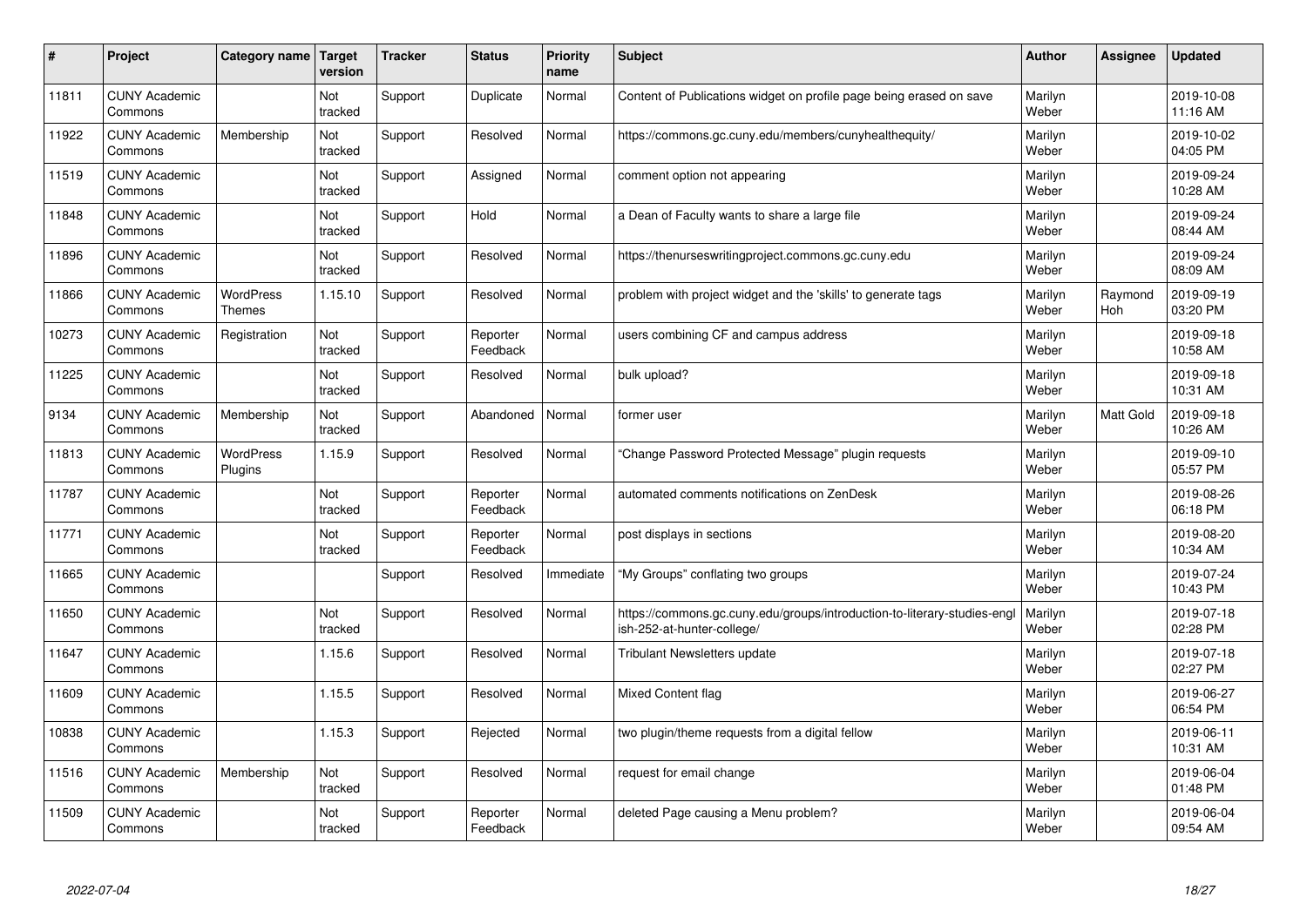| # | Project | Category name | Target version | Tracker | Status | Priority name | Subject | Author | Assignee | Updated |
|---|---|---|---|---|---|---|---|---|---|---|
| 11811 | CUNY Academic Commons | | Not tracked | Support | Duplicate | Normal | Content of Publications widget on profile page being erased on save | Marilyn Weber | | 2019-10-08 11:16 AM |
| 11922 | CUNY Academic Commons | Membership | Not tracked | Support | Resolved | Normal | https://commons.gc.cuny.edu/members/cunyhealthequity/ | Marilyn Weber | | 2019-10-02 04:05 PM |
| 11519 | CUNY Academic Commons | | Not tracked | Support | Assigned | Normal | comment option not appearing | Marilyn Weber | | 2019-09-24 10:28 AM |
| 11848 | CUNY Academic Commons | | Not tracked | Support | Hold | Normal | a Dean of Faculty wants to share a large file | Marilyn Weber | | 2019-09-24 08:44 AM |
| 11896 | CUNY Academic Commons | | Not tracked | Support | Resolved | Normal | https://thenurseswritingproject.commons.gc.cuny.edu | Marilyn Weber | | 2019-09-24 08:09 AM |
| 11866 | CUNY Academic Commons | WordPress Themes | 1.15.10 | Support | Resolved | Normal | problem with project widget and the 'skills' to generate tags | Marilyn Weber | Raymond Hoh | 2019-09-19 03:20 PM |
| 10273 | CUNY Academic Commons | Registration | Not tracked | Support | Reporter Feedback | Normal | users combining CF and campus address | Marilyn Weber | | 2019-09-18 10:58 AM |
| 11225 | CUNY Academic Commons | | Not tracked | Support | Resolved | Normal | bulk upload? | Marilyn Weber | | 2019-09-18 10:31 AM |
| 9134 | CUNY Academic Commons | Membership | Not tracked | Support | Abandoned | Normal | former user | Marilyn Weber | Matt Gold | 2019-09-18 10:26 AM |
| 11813 | CUNY Academic Commons | WordPress Plugins | 1.15.9 | Support | Resolved | Normal | "Change Password Protected Message" plugin requests | Marilyn Weber | | 2019-09-10 05:57 PM |
| 11787 | CUNY Academic Commons | | Not tracked | Support | Reporter Feedback | Normal | automated comments notifications on ZenDesk | Marilyn Weber | | 2019-08-26 06:18 PM |
| 11771 | CUNY Academic Commons | | Not tracked | Support | Reporter Feedback | Normal | post displays in sections | Marilyn Weber | | 2019-08-20 10:34 AM |
| 11665 | CUNY Academic Commons | | | Support | Resolved | Immediate | "My Groups" conflating two groups | Marilyn Weber | | 2019-07-24 10:43 PM |
| 11650 | CUNY Academic Commons | | Not tracked | Support | Resolved | Normal | https://commons.gc.cuny.edu/groups/introduction-to-literary-studies-english-252-at-hunter-college/ | Marilyn Weber | | 2019-07-18 02:28 PM |
| 11647 | CUNY Academic Commons | | 1.15.6 | Support | Resolved | Normal | Tribulant Newsletters update | Marilyn Weber | | 2019-07-18 02:27 PM |
| 11609 | CUNY Academic Commons | | 1.15.5 | Support | Resolved | Normal | Mixed Content flag | Marilyn Weber | | 2019-06-27 06:54 PM |
| 10838 | CUNY Academic Commons | | 1.15.3 | Support | Rejected | Normal | two plugin/theme requests from a digital fellow | Marilyn Weber | | 2019-06-11 10:31 AM |
| 11516 | CUNY Academic Commons | Membership | Not tracked | Support | Resolved | Normal | request for email change | Marilyn Weber | | 2019-06-04 01:48 PM |
| 11509 | CUNY Academic Commons | | Not tracked | Support | Reporter Feedback | Normal | deleted Page causing a Menu problem? | Marilyn Weber | | 2019-06-04 09:54 AM |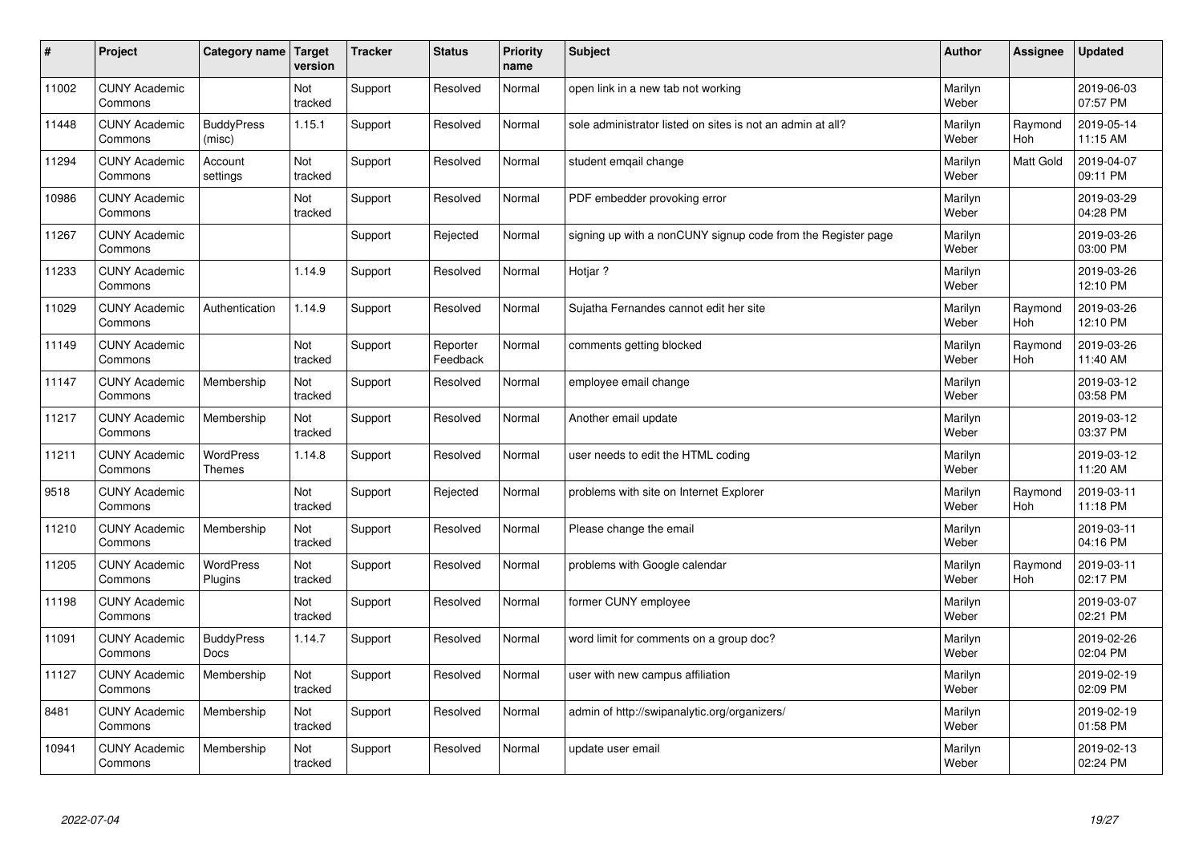| # | Project | Category name | Target version | Tracker | Status | Priority name | Subject | Author | Assignee | Updated |
|---|---|---|---|---|---|---|---|---|---|---|
| 11002 | CUNY Academic Commons | | Not tracked | Support | Resolved | Normal | open link in a new tab not working | Marilyn Weber | | 2019-06-03 07:57 PM |
| 11448 | CUNY Academic Commons | BuddyPress (misc) | 1.15.1 | Support | Resolved | Normal | sole administrator listed on sites is not an admin at all? | Marilyn Weber | Raymond Hoh | 2019-05-14 11:15 AM |
| 11294 | CUNY Academic Commons | Account settings | Not tracked | Support | Resolved | Normal | student emqail change | Marilyn Weber | Matt Gold | 2019-04-07 09:11 PM |
| 10986 | CUNY Academic Commons | | Not tracked | Support | Resolved | Normal | PDF embedder provoking error | Marilyn Weber | | 2019-03-29 04:28 PM |
| 11267 | CUNY Academic Commons | | | Support | Rejected | Normal | signing up with a nonCUNY signup code from the Register page | Marilyn Weber | | 2019-03-26 03:00 PM |
| 11233 | CUNY Academic Commons | | 1.14.9 | Support | Resolved | Normal | Hotjar ? | Marilyn Weber | | 2019-03-26 12:10 PM |
| 11029 | CUNY Academic Commons | Authentication | 1.14.9 | Support | Resolved | Normal | Sujatha Fernandes cannot edit her site | Marilyn Weber | Raymond Hoh | 2019-03-26 12:10 PM |
| 11149 | CUNY Academic Commons | | Not tracked | Support | Reporter Feedback | Normal | comments getting blocked | Marilyn Weber | Raymond Hoh | 2019-03-26 11:40 AM |
| 11147 | CUNY Academic Commons | Membership | Not tracked | Support | Resolved | Normal | employee email change | Marilyn Weber | | 2019-03-12 03:58 PM |
| 11217 | CUNY Academic Commons | Membership | Not tracked | Support | Resolved | Normal | Another email update | Marilyn Weber | | 2019-03-12 03:37 PM |
| 11211 | CUNY Academic Commons | WordPress Themes | 1.14.8 | Support | Resolved | Normal | user needs to edit the HTML coding | Marilyn Weber | | 2019-03-12 11:20 AM |
| 9518 | CUNY Academic Commons | | Not tracked | Support | Rejected | Normal | problems with site on Internet Explorer | Marilyn Weber | Raymond Hoh | 2019-03-11 11:18 PM |
| 11210 | CUNY Academic Commons | Membership | Not tracked | Support | Resolved | Normal | Please change the email | Marilyn Weber | | 2019-03-11 04:16 PM |
| 11205 | CUNY Academic Commons | WordPress Plugins | Not tracked | Support | Resolved | Normal | problems with Google calendar | Marilyn Weber | Raymond Hoh | 2019-03-11 02:17 PM |
| 11198 | CUNY Academic Commons | | Not tracked | Support | Resolved | Normal | former CUNY employee | Marilyn Weber | | 2019-03-07 02:21 PM |
| 11091 | CUNY Academic Commons | BuddyPress Docs | 1.14.7 | Support | Resolved | Normal | word limit for comments on a group doc? | Marilyn Weber | | 2019-02-26 02:04 PM |
| 11127 | CUNY Academic Commons | Membership | Not tracked | Support | Resolved | Normal | user with new campus affiliation | Marilyn Weber | | 2019-02-19 02:09 PM |
| 8481 | CUNY Academic Commons | Membership | Not tracked | Support | Resolved | Normal | admin of http://swipanalytic.org/organizers/ | Marilyn Weber | | 2019-02-19 01:58 PM |
| 10941 | CUNY Academic Commons | Membership | Not tracked | Support | Resolved | Normal | update user email | Marilyn Weber | | 2019-02-13 02:24 PM |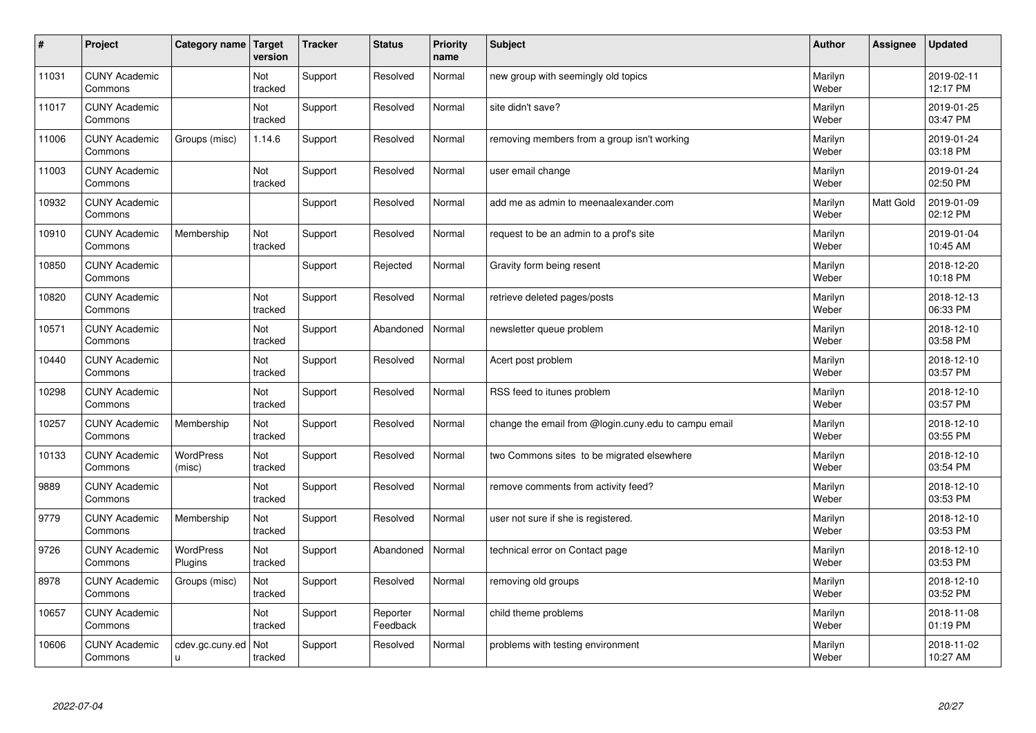| # | Project | Category name | Target version | Tracker | Status | Priority name | Subject | Author | Assignee | Updated |
|---|---|---|---|---|---|---|---|---|---|---|
| 11031 | CUNY Academic Commons | | Not tracked | Support | Resolved | Normal | new group with seemingly old topics | Marilyn Weber | | 2019-02-11 12:17 PM |
| 11017 | CUNY Academic Commons | | Not tracked | Support | Resolved | Normal | site didn't save? | Marilyn Weber | | 2019-01-25 03:47 PM |
| 11006 | CUNY Academic Commons | Groups (misc) | 1.14.6 | Support | Resolved | Normal | removing members from a group isn't working | Marilyn Weber | | 2019-01-24 03:18 PM |
| 11003 | CUNY Academic Commons | | Not tracked | Support | Resolved | Normal | user email change | Marilyn Weber | | 2019-01-24 02:50 PM |
| 10932 | CUNY Academic Commons | | | Support | Resolved | Normal | add me as admin to meenaalexander.com | Marilyn Weber | Matt Gold | 2019-01-09 02:12 PM |
| 10910 | CUNY Academic Commons | Membership | Not tracked | Support | Resolved | Normal | request to be an admin to a prof's site | Marilyn Weber | | 2019-01-04 10:45 AM |
| 10850 | CUNY Academic Commons | | | Support | Rejected | Normal | Gravity form being resent | Marilyn Weber | | 2018-12-20 10:18 PM |
| 10820 | CUNY Academic Commons | | Not tracked | Support | Resolved | Normal | retrieve deleted pages/posts | Marilyn Weber | | 2018-12-13 06:33 PM |
| 10571 | CUNY Academic Commons | | Not tracked | Support | Abandoned | Normal | newsletter queue problem | Marilyn Weber | | 2018-12-10 03:58 PM |
| 10440 | CUNY Academic Commons | | Not tracked | Support | Resolved | Normal | Acert post problem | Marilyn Weber | | 2018-12-10 03:57 PM |
| 10298 | CUNY Academic Commons | | Not tracked | Support | Resolved | Normal | RSS feed to itunes problem | Marilyn Weber | | 2018-12-10 03:57 PM |
| 10257 | CUNY Academic Commons | Membership | Not tracked | Support | Resolved | Normal | change the email from @login.cuny.edu to campu email | Marilyn Weber | | 2018-12-10 03:55 PM |
| 10133 | CUNY Academic Commons | WordPress (misc) | Not tracked | Support | Resolved | Normal | two Commons sites to be migrated elsewhere | Marilyn Weber | | 2018-12-10 03:54 PM |
| 9889 | CUNY Academic Commons | | Not tracked | Support | Resolved | Normal | remove comments from activity feed? | Marilyn Weber | | 2018-12-10 03:53 PM |
| 9779 | CUNY Academic Commons | Membership | Not tracked | Support | Resolved | Normal | user not sure if she is registered. | Marilyn Weber | | 2018-12-10 03:53 PM |
| 9726 | CUNY Academic Commons | WordPress Plugins | Not tracked | Support | Abandoned | Normal | technical error on Contact page | Marilyn Weber | | 2018-12-10 03:53 PM |
| 8978 | CUNY Academic Commons | Groups (misc) | Not tracked | Support | Resolved | Normal | removing old groups | Marilyn Weber | | 2018-12-10 03:52 PM |
| 10657 | CUNY Academic Commons | | Not tracked | Support | Reporter Feedback | Normal | child theme problems | Marilyn Weber | | 2018-11-08 01:19 PM |
| 10606 | CUNY Academic Commons | cdev.gc.cuny.edu | Not tracked | Support | Resolved | Normal | problems with testing environment | Marilyn Weber | | 2018-11-02 10:27 AM |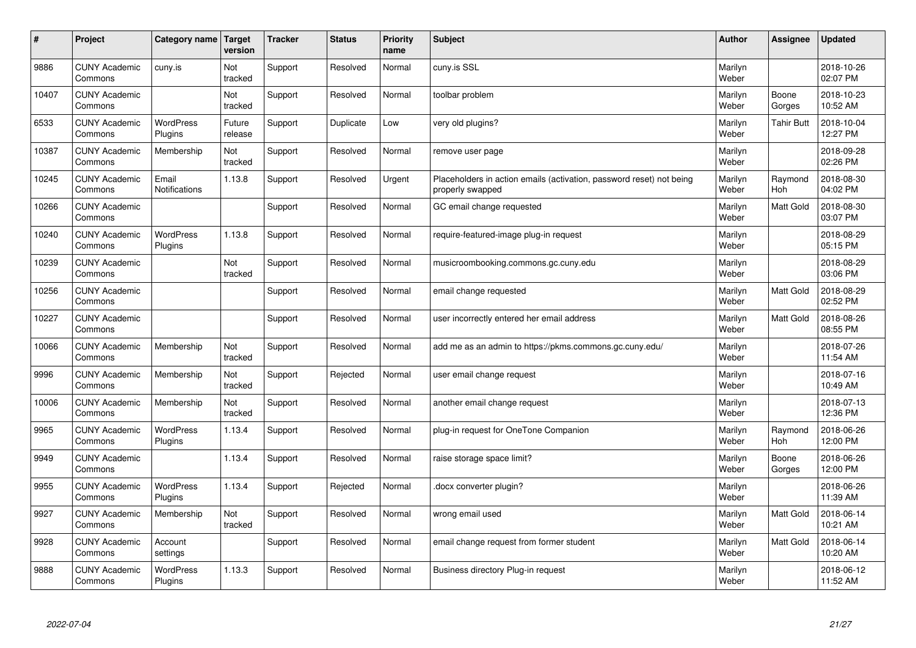| # | Project | Category name | Target version | Tracker | Status | Priority name | Subject | Author | Assignee | Updated |
|---|---|---|---|---|---|---|---|---|---|---|
| 9886 | CUNY Academic Commons | cuny.is | Not tracked | Support | Resolved | Normal | cuny.is SSL | Marilyn Weber | | 2018-10-26 02:07 PM |
| 10407 | CUNY Academic Commons | | Not tracked | Support | Resolved | Normal | toolbar problem | Marilyn Weber | Boone Gorges | 2018-10-23 10:52 AM |
| 6533 | CUNY Academic Commons | WordPress Plugins | Future release | Support | Duplicate | Low | very old plugins? | Marilyn Weber | Tahir Butt | 2018-10-04 12:27 PM |
| 10387 | CUNY Academic Commons | Membership | Not tracked | Support | Resolved | Normal | remove user page | Marilyn Weber | | 2018-09-28 02:26 PM |
| 10245 | CUNY Academic Commons | Email Notifications | 1.13.8 | Support | Resolved | Urgent | Placeholders in action emails (activation, password reset) not being properly swapped | Marilyn Weber | Raymond Hoh | 2018-08-30 04:02 PM |
| 10266 | CUNY Academic Commons | | | Support | Resolved | Normal | GC email change requested | Marilyn Weber | Matt Gold | 2018-08-30 03:07 PM |
| 10240 | CUNY Academic Commons | WordPress Plugins | 1.13.8 | Support | Resolved | Normal | require-featured-image plug-in request | Marilyn Weber | | 2018-08-29 05:15 PM |
| 10239 | CUNY Academic Commons | | Not tracked | Support | Resolved | Normal | musicroombooking.commons.gc.cuny.edu | Marilyn Weber | | 2018-08-29 03:06 PM |
| 10256 | CUNY Academic Commons | | | Support | Resolved | Normal | email change requested | Marilyn Weber | Matt Gold | 2018-08-29 02:52 PM |
| 10227 | CUNY Academic Commons | | | Support | Resolved | Normal | user incorrectly entered her email address | Marilyn Weber | Matt Gold | 2018-08-26 08:55 PM |
| 10066 | CUNY Academic Commons | Membership | Not tracked | Support | Resolved | Normal | add me as an admin to https://pkms.commons.gc.cuny.edu/ | Marilyn Weber | | 2018-07-26 11:54 AM |
| 9996 | CUNY Academic Commons | Membership | Not tracked | Support | Rejected | Normal | user email change request | Marilyn Weber | | 2018-07-16 10:49 AM |
| 10006 | CUNY Academic Commons | Membership | Not tracked | Support | Resolved | Normal | another email change request | Marilyn Weber | | 2018-07-13 12:36 PM |
| 9965 | CUNY Academic Commons | WordPress Plugins | 1.13.4 | Support | Resolved | Normal | plug-in request for OneTone Companion | Marilyn Weber | Raymond Hoh | 2018-06-26 12:00 PM |
| 9949 | CUNY Academic Commons | | 1.13.4 | Support | Resolved | Normal | raise storage space limit? | Marilyn Weber | Boone Gorges | 2018-06-26 12:00 PM |
| 9955 | CUNY Academic Commons | WordPress Plugins | 1.13.4 | Support | Rejected | Normal | .docx converter plugin? | Marilyn Weber | | 2018-06-26 11:39 AM |
| 9927 | CUNY Academic Commons | Membership | Not tracked | Support | Resolved | Normal | wrong email used | Marilyn Weber | Matt Gold | 2018-06-14 10:21 AM |
| 9928 | CUNY Academic Commons | Account settings | | Support | Resolved | Normal | email change request from former student | Marilyn Weber | Matt Gold | 2018-06-14 10:20 AM |
| 9888 | CUNY Academic Commons | WordPress Plugins | 1.13.3 | Support | Resolved | Normal | Business directory Plug-in request | Marilyn Weber | | 2018-06-12 11:52 AM |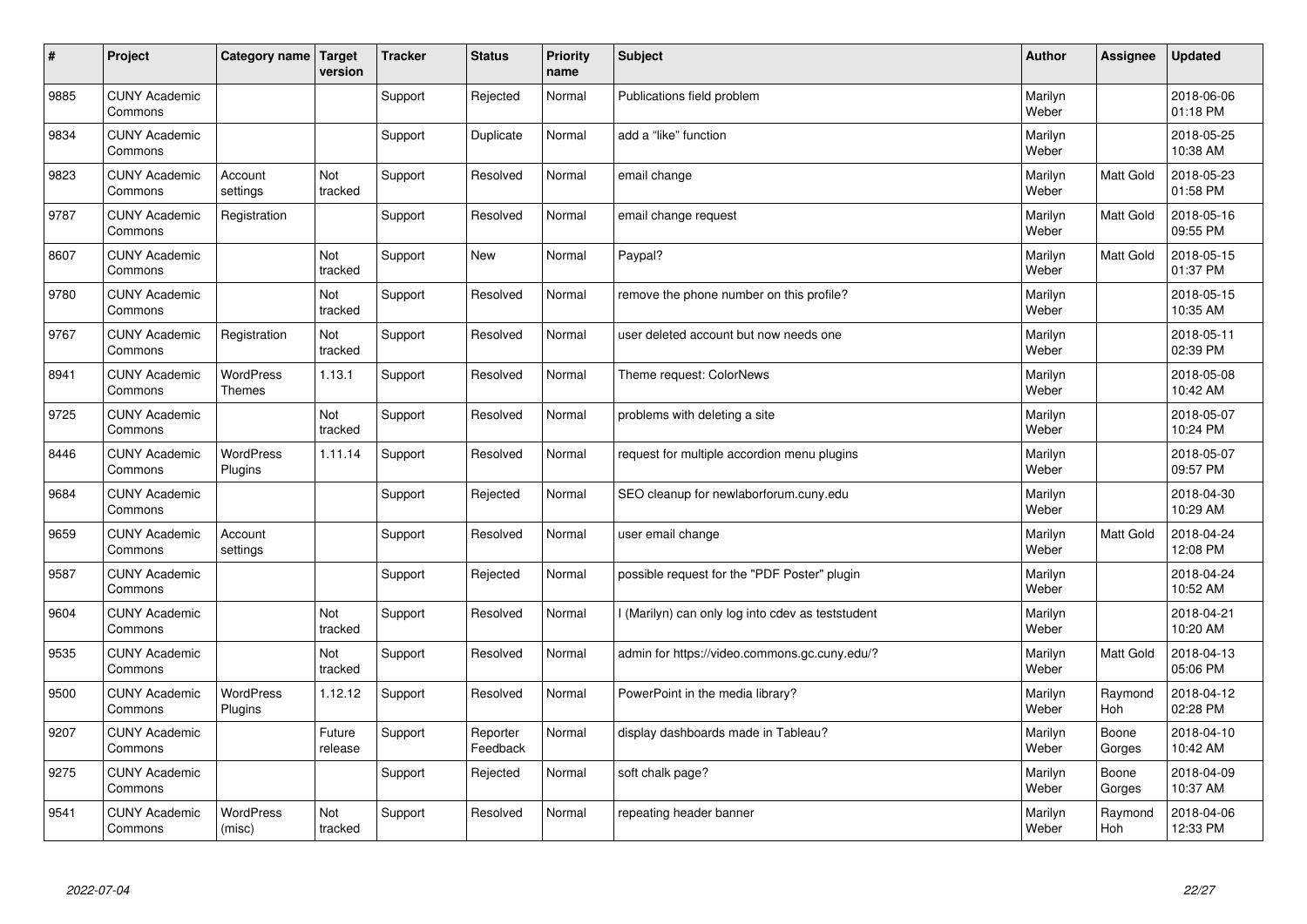| # | Project | Category name | Target version | Tracker | Status | Priority name | Subject | Author | Assignee | Updated |
|---|---|---|---|---|---|---|---|---|---|---|
| 9885 | CUNY Academic Commons | | | Support | Rejected | Normal | Publications field problem | Marilyn Weber | | 2018-06-06 01:18 PM |
| 9834 | CUNY Academic Commons | | | Support | Duplicate | Normal | add a “like” function | Marilyn Weber | | 2018-05-25 10:38 AM |
| 9823 | CUNY Academic Commons | Account settings | Not tracked | Support | Resolved | Normal | email change | Marilyn Weber | Matt Gold | 2018-05-23 01:58 PM |
| 9787 | CUNY Academic Commons | Registration | | Support | Resolved | Normal | email change request | Marilyn Weber | Matt Gold | 2018-05-16 09:55 PM |
| 8607 | CUNY Academic Commons | | Not tracked | Support | New | Normal | Paypal? | Marilyn Weber | Matt Gold | 2018-05-15 01:37 PM |
| 9780 | CUNY Academic Commons | | Not tracked | Support | Resolved | Normal | remove the phone number on this profile? | Marilyn Weber | | 2018-05-15 10:35 AM |
| 9767 | CUNY Academic Commons | Registration | Not tracked | Support | Resolved | Normal | user deleted account but now needs one | Marilyn Weber | | 2018-05-11 02:39 PM |
| 8941 | CUNY Academic Commons | WordPress Themes | 1.13.1 | Support | Resolved | Normal | Theme request: ColorNews | Marilyn Weber | | 2018-05-08 10:42 AM |
| 9725 | CUNY Academic Commons | | Not tracked | Support | Resolved | Normal | problems with deleting a site | Marilyn Weber | | 2018-05-07 10:24 PM |
| 8446 | CUNY Academic Commons | WordPress Plugins | 1.11.14 | Support | Resolved | Normal | request for multiple accordion menu plugins | Marilyn Weber | | 2018-05-07 09:57 PM |
| 9684 | CUNY Academic Commons | | | Support | Rejected | Normal | SEO cleanup for newlaborforum.cuny.edu | Marilyn Weber | | 2018-04-30 10:29 AM |
| 9659 | CUNY Academic Commons | Account settings | | Support | Resolved | Normal | user email change | Marilyn Weber | Matt Gold | 2018-04-24 12:08 PM |
| 9587 | CUNY Academic Commons | | | Support | Rejected | Normal | possible request for the "PDF Poster" plugin | Marilyn Weber | | 2018-04-24 10:52 AM |
| 9604 | CUNY Academic Commons | | Not tracked | Support | Resolved | Normal | I (Marilyn) can only log into cdev as teststudent | Marilyn Weber | | 2018-04-21 10:20 AM |
| 9535 | CUNY Academic Commons | | Not tracked | Support | Resolved | Normal | admin for https://video.commons.gc.cuny.edu/? | Marilyn Weber | Matt Gold | 2018-04-13 05:06 PM |
| 9500 | CUNY Academic Commons | WordPress Plugins | 1.12.12 | Support | Resolved | Normal | PowerPoint in the media library? | Marilyn Weber | Raymond Hoh | 2018-04-12 02:28 PM |
| 9207 | CUNY Academic Commons | | Future release | Support | Reporter Feedback | Normal | display dashboards made in Tableau? | Marilyn Weber | Boone Gorges | 2018-04-10 10:42 AM |
| 9275 | CUNY Academic Commons | | | Support | Rejected | Normal | soft chalk page? | Marilyn Weber | Boone Gorges | 2018-04-09 10:37 AM |
| 9541 | CUNY Academic Commons | WordPress (misc) | Not tracked | Support | Resolved | Normal | repeating header banner | Marilyn Weber | Raymond Hoh | 2018-04-06 12:33 PM |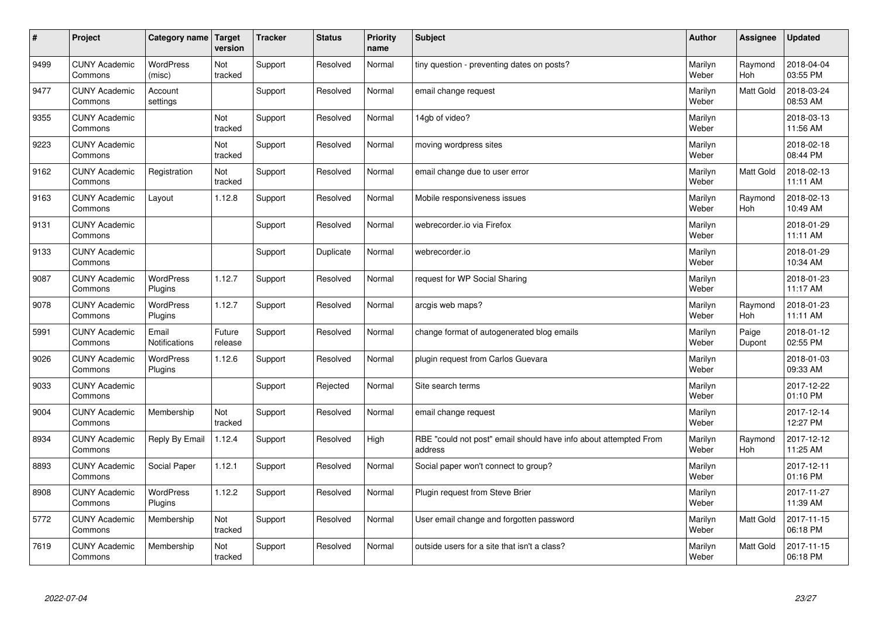| # | Project | Category name | Target version | Tracker | Status | Priority name | Subject | Author | Assignee | Updated |
|---|---|---|---|---|---|---|---|---|---|---|
| 9499 | CUNY Academic Commons | WordPress (misc) | Not tracked | Support | Resolved | Normal | tiny question - preventing dates on posts? | Marilyn Weber | Raymond Hoh | 2018-04-04 03:55 PM |
| 9477 | CUNY Academic Commons | Account settings | | Support | Resolved | Normal | email change request | Marilyn Weber | Matt Gold | 2018-03-24 08:53 AM |
| 9355 | CUNY Academic Commons | | Not tracked | Support | Resolved | Normal | 14gb of video? | Marilyn Weber | | 2018-03-13 11:56 AM |
| 9223 | CUNY Academic Commons | | Not tracked | Support | Resolved | Normal | moving wordpress sites | Marilyn Weber | | 2018-02-18 08:44 PM |
| 9162 | CUNY Academic Commons | Registration | Not tracked | Support | Resolved | Normal | email change due to user error | Marilyn Weber | Matt Gold | 2018-02-13 11:11 AM |
| 9163 | CUNY Academic Commons | Layout | 1.12.8 | Support | Resolved | Normal | Mobile responsiveness issues | Marilyn Weber | Raymond Hoh | 2018-02-13 10:49 AM |
| 9131 | CUNY Academic Commons | | | Support | Resolved | Normal | webrecorder.io via Firefox | Marilyn Weber | | 2018-01-29 11:11 AM |
| 9133 | CUNY Academic Commons | | | Support | Duplicate | Normal | webrecorder.io | Marilyn Weber | | 2018-01-29 10:34 AM |
| 9087 | CUNY Academic Commons | WordPress Plugins | 1.12.7 | Support | Resolved | Normal | request for WP Social Sharing | Marilyn Weber | | 2018-01-23 11:17 AM |
| 9078 | CUNY Academic Commons | WordPress Plugins | 1.12.7 | Support | Resolved | Normal | arcgis web maps? | Marilyn Weber | Raymond Hoh | 2018-01-23 11:11 AM |
| 5991 | CUNY Academic Commons | Email Notifications | Future release | Support | Resolved | Normal | change format of autogenerated blog emails | Marilyn Weber | Paige Dupont | 2018-01-12 02:55 PM |
| 9026 | CUNY Academic Commons | WordPress Plugins | 1.12.6 | Support | Resolved | Normal | plugin request from Carlos Guevara | Marilyn Weber | | 2018-01-03 09:33 AM |
| 9033 | CUNY Academic Commons | | | Support | Rejected | Normal | Site search terms | Marilyn Weber | | 2017-12-22 01:10 PM |
| 9004 | CUNY Academic Commons | Membership | Not tracked | Support | Resolved | Normal | email change request | Marilyn Weber | | 2017-12-14 12:27 PM |
| 8934 | CUNY Academic Commons | Reply By Email | 1.12.4 | Support | Resolved | High | RBE "could not post" email should have info about attempted From address | Marilyn Weber | Raymond Hoh | 2017-12-12 11:25 AM |
| 8893 | CUNY Academic Commons | Social Paper | 1.12.1 | Support | Resolved | Normal | Social paper won't connect to group? | Marilyn Weber | | 2017-12-11 01:16 PM |
| 8908 | CUNY Academic Commons | WordPress Plugins | 1.12.2 | Support | Resolved | Normal | Plugin request from Steve Brier | Marilyn Weber | | 2017-11-27 11:39 AM |
| 5772 | CUNY Academic Commons | Membership | Not tracked | Support | Resolved | Normal | User email change and forgotten password | Marilyn Weber | Matt Gold | 2017-11-15 06:18 PM |
| 7619 | CUNY Academic Commons | Membership | Not tracked | Support | Resolved | Normal | outside users for a site that isn't a class? | Marilyn Weber | Matt Gold | 2017-11-15 06:18 PM |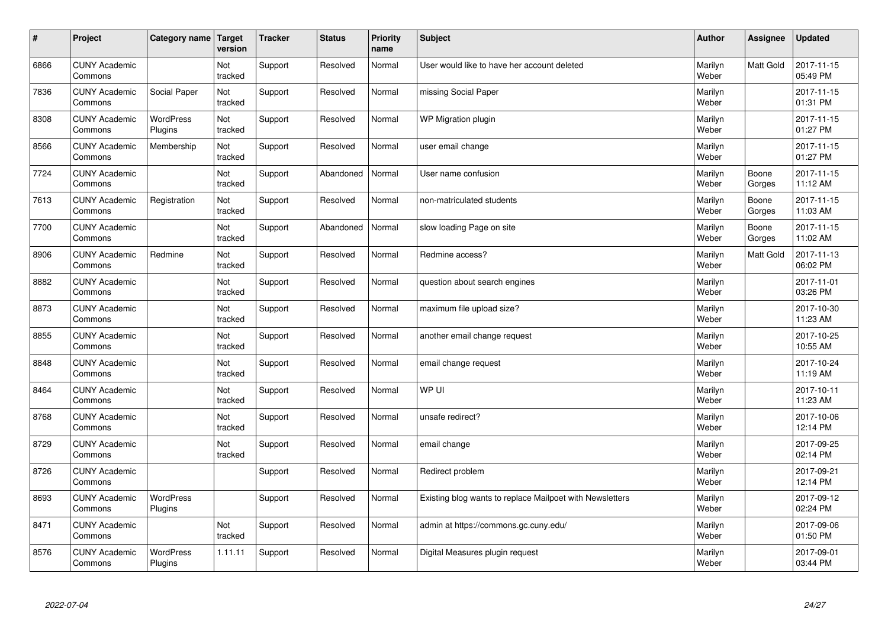| # | Project | Category name | Target version | Tracker | Status | Priority name | Subject | Author | Assignee | Updated |
|---|---|---|---|---|---|---|---|---|---|---|
| 6866 | CUNY Academic Commons | | Not tracked | Support | Resolved | Normal | User would like to have her account deleted | Marilyn Weber | Matt Gold | 2017-11-15 05:49 PM |
| 7836 | CUNY Academic Commons | Social Paper | Not tracked | Support | Resolved | Normal | missing Social Paper | Marilyn Weber | | 2017-11-15 01:31 PM |
| 8308 | CUNY Academic Commons | WordPress Plugins | Not tracked | Support | Resolved | Normal | WP Migration plugin | Marilyn Weber | | 2017-11-15 01:27 PM |
| 8566 | CUNY Academic Commons | Membership | Not tracked | Support | Resolved | Normal | user email change | Marilyn Weber | | 2017-11-15 01:27 PM |
| 7724 | CUNY Academic Commons | | Not tracked | Support | Abandoned | Normal | User name confusion | Marilyn Weber | Boone Gorges | 2017-11-15 11:12 AM |
| 7613 | CUNY Academic Commons | Registration | Not tracked | Support | Resolved | Normal | non-matriculated students | Marilyn Weber | Boone Gorges | 2017-11-15 11:03 AM |
| 7700 | CUNY Academic Commons | | Not tracked | Support | Abandoned | Normal | slow loading Page on site | Marilyn Weber | Boone Gorges | 2017-11-15 11:02 AM |
| 8906 | CUNY Academic Commons | Redmine | Not tracked | Support | Resolved | Normal | Redmine access? | Marilyn Weber | Matt Gold | 2017-11-13 06:02 PM |
| 8882 | CUNY Academic Commons | | Not tracked | Support | Resolved | Normal | question about search engines | Marilyn Weber | | 2017-11-01 03:26 PM |
| 8873 | CUNY Academic Commons | | Not tracked | Support | Resolved | Normal | maximum file upload size? | Marilyn Weber | | 2017-10-30 11:23 AM |
| 8855 | CUNY Academic Commons | | Not tracked | Support | Resolved | Normal | another email change request | Marilyn Weber | | 2017-10-25 10:55 AM |
| 8848 | CUNY Academic Commons | | Not tracked | Support | Resolved | Normal | email change request | Marilyn Weber | | 2017-10-24 11:19 AM |
| 8464 | CUNY Academic Commons | | Not tracked | Support | Resolved | Normal | WP UI | Marilyn Weber | | 2017-10-11 11:23 AM |
| 8768 | CUNY Academic Commons | | Not tracked | Support | Resolved | Normal | unsafe redirect? | Marilyn Weber | | 2017-10-06 12:14 PM |
| 8729 | CUNY Academic Commons | | Not tracked | Support | Resolved | Normal | email change | Marilyn Weber | | 2017-09-25 02:14 PM |
| 8726 | CUNY Academic Commons | | | Support | Resolved | Normal | Redirect problem | Marilyn Weber | | 2017-09-21 12:14 PM |
| 8693 | CUNY Academic Commons | WordPress Plugins | | Support | Resolved | Normal | Existing blog wants to replace Mailpoet with Newsletters | Marilyn Weber | | 2017-09-12 02:24 PM |
| 8471 | CUNY Academic Commons | | Not tracked | Support | Resolved | Normal | admin at https://commons.gc.cuny.edu/ | Marilyn Weber | | 2017-09-06 01:50 PM |
| 8576 | CUNY Academic Commons | WordPress Plugins | 1.11.11 | Support | Resolved | Normal | Digital Measures plugin request | Marilyn Weber | | 2017-09-01 03:44 PM |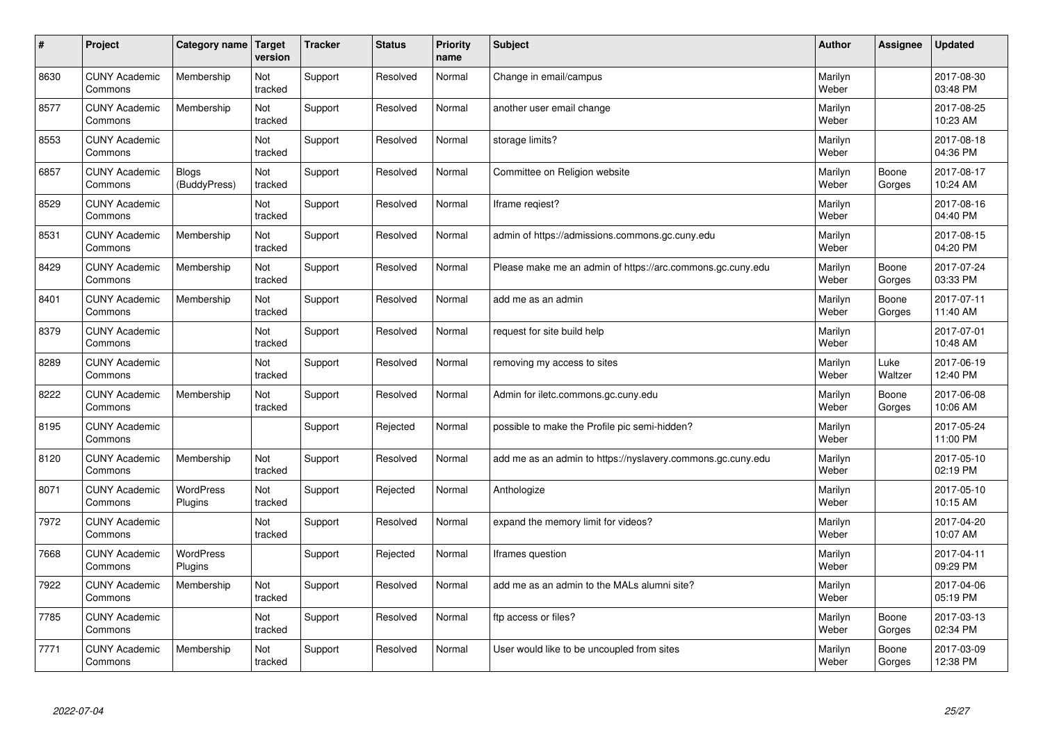| # | Project | Category name | Target version | Tracker | Status | Priority name | Subject | Author | Assignee | Updated |
|---|---|---|---|---|---|---|---|---|---|---|
| 8630 | CUNY Academic Commons | Membership | Not tracked | Support | Resolved | Normal | Change in email/campus | Marilyn Weber | | 2017-08-30 03:48 PM |
| 8577 | CUNY Academic Commons | Membership | Not tracked | Support | Resolved | Normal | another user email change | Marilyn Weber | | 2017-08-25 10:23 AM |
| 8553 | CUNY Academic Commons | | Not tracked | Support | Resolved | Normal | storage limits? | Marilyn Weber | | 2017-08-18 04:36 PM |
| 6857 | CUNY Academic Commons | Blogs (BuddyPress) | Not tracked | Support | Resolved | Normal | Committee on Religion website | Marilyn Weber | Boone Gorges | 2017-08-17 10:24 AM |
| 8529 | CUNY Academic Commons | | Not tracked | Support | Resolved | Normal | Iframe reqiest? | Marilyn Weber | | 2017-08-16 04:40 PM |
| 8531 | CUNY Academic Commons | Membership | Not tracked | Support | Resolved | Normal | admin of https://admissions.commons.gc.cuny.edu | Marilyn Weber | | 2017-08-15 04:20 PM |
| 8429 | CUNY Academic Commons | Membership | Not tracked | Support | Resolved | Normal | Please make me an admin of https://arc.commons.gc.cuny.edu | Marilyn Weber | Boone Gorges | 2017-07-24 03:33 PM |
| 8401 | CUNY Academic Commons | Membership | Not tracked | Support | Resolved | Normal | add me as an admin | Marilyn Weber | Boone Gorges | 2017-07-11 11:40 AM |
| 8379 | CUNY Academic Commons | | Not tracked | Support | Resolved | Normal | request for site build help | Marilyn Weber | | 2017-07-01 10:48 AM |
| 8289 | CUNY Academic Commons | | Not tracked | Support | Resolved | Normal | removing my access to sites | Marilyn Weber | Luke Waltzer | 2017-06-19 12:40 PM |
| 8222 | CUNY Academic Commons | Membership | Not tracked | Support | Resolved | Normal | Admin for iletc.commons.gc.cuny.edu | Marilyn Weber | Boone Gorges | 2017-06-08 10:06 AM |
| 8195 | CUNY Academic Commons | | | Support | Rejected | Normal | possible to make the Profile pic semi-hidden? | Marilyn Weber | | 2017-05-24 11:00 PM |
| 8120 | CUNY Academic Commons | Membership | Not tracked | Support | Resolved | Normal | add me as an admin to https://nyslavery.commons.gc.cuny.edu | Marilyn Weber | | 2017-05-10 02:19 PM |
| 8071 | CUNY Academic Commons | WordPress Plugins | Not tracked | Support | Rejected | Normal | Anthologize | Marilyn Weber | | 2017-05-10 10:15 AM |
| 7972 | CUNY Academic Commons | | Not tracked | Support | Resolved | Normal | expand the memory limit for videos? | Marilyn Weber | | 2017-04-20 10:07 AM |
| 7668 | CUNY Academic Commons | WordPress Plugins | | Support | Rejected | Normal | Iframes question | Marilyn Weber | | 2017-04-11 09:29 PM |
| 7922 | CUNY Academic Commons | Membership | Not tracked | Support | Resolved | Normal | add me as an admin to the MALs alumni site? | Marilyn Weber | | 2017-04-06 05:19 PM |
| 7785 | CUNY Academic Commons | | Not tracked | Support | Resolved | Normal | ftp access or files? | Marilyn Weber | Boone Gorges | 2017-03-13 02:34 PM |
| 7771 | CUNY Academic Commons | Membership | Not tracked | Support | Resolved | Normal | User would like to be uncoupled from sites | Marilyn Weber | Boone Gorges | 2017-03-09 12:38 PM |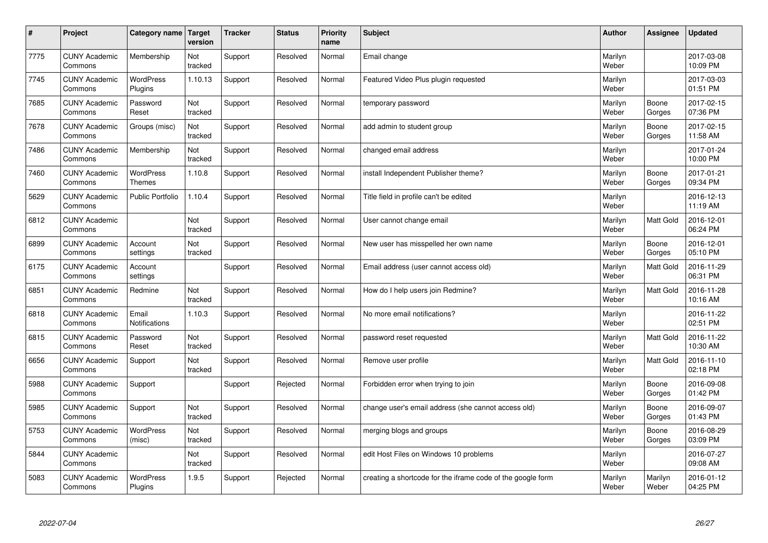| # | Project | Category name | Target version | Tracker | Status | Priority name | Subject | Author | Assignee | Updated |
|---|---|---|---|---|---|---|---|---|---|---|
| 7775 | CUNY Academic Commons | Membership | Not tracked | Support | Resolved | Normal | Email change | Marilyn Weber | | 2017-03-08 10:09 PM |
| 7745 | CUNY Academic Commons | WordPress Plugins | 1.10.13 | Support | Resolved | Normal | Featured Video Plus plugin requested | Marilyn Weber | | 2017-03-03 01:51 PM |
| 7685 | CUNY Academic Commons | Password Reset | Not tracked | Support | Resolved | Normal | temporary password | Marilyn Weber | Boone Gorges | 2017-02-15 07:36 PM |
| 7678 | CUNY Academic Commons | Groups (misc) | Not tracked | Support | Resolved | Normal | add admin to student group | Marilyn Weber | Boone Gorges | 2017-02-15 11:58 AM |
| 7486 | CUNY Academic Commons | Membership | Not tracked | Support | Resolved | Normal | changed email address | Marilyn Weber | | 2017-01-24 10:00 PM |
| 7460 | CUNY Academic Commons | WordPress Themes | 1.10.8 | Support | Resolved | Normal | install Independent Publisher theme? | Marilyn Weber | Boone Gorges | 2017-01-21 09:34 PM |
| 5629 | CUNY Academic Commons | Public Portfolio | 1.10.4 | Support | Resolved | Normal | Title field in profile can't be edited | Marilyn Weber | | 2016-12-13 11:19 AM |
| 6812 | CUNY Academic Commons | | Not tracked | Support | Resolved | Normal | User cannot change email | Marilyn Weber | Matt Gold | 2016-12-01 06:24 PM |
| 6899 | CUNY Academic Commons | Account settings | Not tracked | Support | Resolved | Normal | New user has misspelled her own name | Marilyn Weber | Boone Gorges | 2016-12-01 05:10 PM |
| 6175 | CUNY Academic Commons | Account settings | | Support | Resolved | Normal | Email address (user cannot access old) | Marilyn Weber | Matt Gold | 2016-11-29 06:31 PM |
| 6851 | CUNY Academic Commons | Redmine | Not tracked | Support | Resolved | Normal | How do I help users join Redmine? | Marilyn Weber | Matt Gold | 2016-11-28 10:16 AM |
| 6818 | CUNY Academic Commons | Email Notifications | 1.10.3 | Support | Resolved | Normal | No more email notifications? | Marilyn Weber | | 2016-11-22 02:51 PM |
| 6815 | CUNY Academic Commons | Password Reset | Not tracked | Support | Resolved | Normal | password reset requested | Marilyn Weber | Matt Gold | 2016-11-22 10:30 AM |
| 6656 | CUNY Academic Commons | Support | Not tracked | Support | Resolved | Normal | Remove user profile | Marilyn Weber | Matt Gold | 2016-11-10 02:18 PM |
| 5988 | CUNY Academic Commons | Support | | Support | Rejected | Normal | Forbidden error when trying to join | Marilyn Weber | Boone Gorges | 2016-09-08 01:42 PM |
| 5985 | CUNY Academic Commons | Support | Not tracked | Support | Resolved | Normal | change user's email address (she cannot access old) | Marilyn Weber | Boone Gorges | 2016-09-07 01:43 PM |
| 5753 | CUNY Academic Commons | WordPress (misc) | Not tracked | Support | Resolved | Normal | merging blogs and groups | Marilyn Weber | Boone Gorges | 2016-08-29 03:09 PM |
| 5844 | CUNY Academic Commons | | Not tracked | Support | Resolved | Normal | edit Host Files on Windows 10 problems | Marilyn Weber | | 2016-07-27 09:08 AM |
| 5083 | CUNY Academic Commons | WordPress Plugins | 1.9.5 | Support | Rejected | Normal | creating a shortcode for the iframe code of the google form | Marilyn Weber | Marilyn Weber | 2016-01-12 04:25 PM |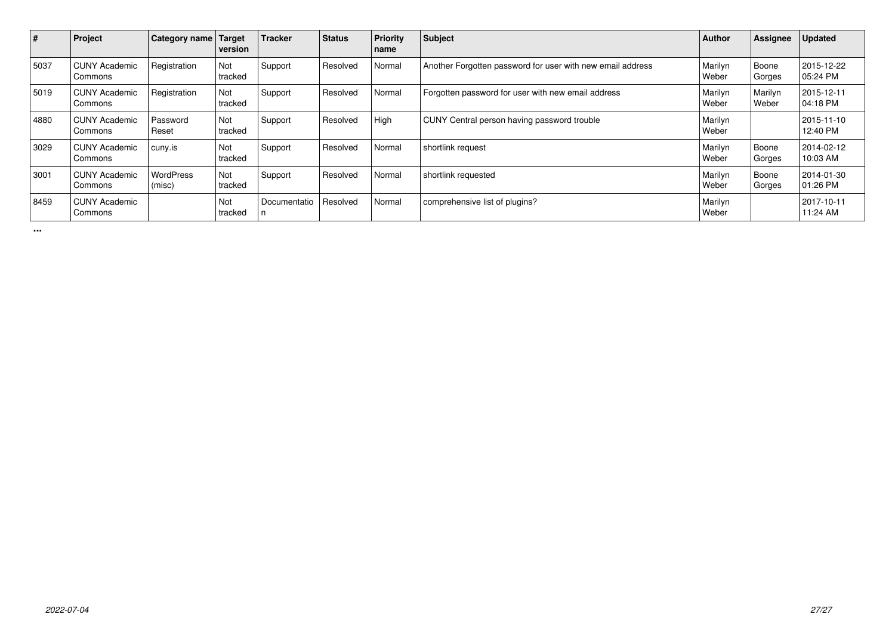| # | Project | Category name | Target version | Tracker | Status | Priority name | Subject | Author | Assignee | Updated |
|---|---|---|---|---|---|---|---|---|---|---|
| 5037 | CUNY Academic Commons | Registration | Not tracked | Support | Resolved | Normal | Another Forgotten password for user with new email address | Marilyn Weber | Boone Gorges | 2015-12-22 05:24 PM |
| 5019 | CUNY Academic Commons | Registration | Not tracked | Support | Resolved | Normal | Forgotten password for user with new email address | Marilyn Weber | Marilyn Weber | 2015-12-11 04:18 PM |
| 4880 | CUNY Academic Commons | Password Reset | Not tracked | Support | Resolved | High | CUNY Central person having password trouble | Marilyn Weber | | 2015-11-10 12:40 PM |
| 3029 | CUNY Academic Commons | cuny.is | Not tracked | Support | Resolved | Normal | shortlink request | Marilyn Weber | Boone Gorges | 2014-02-12 10:03 AM |
| 3001 | CUNY Academic Commons | WordPress (misc) | Not tracked | Support | Resolved | Normal | shortlink requested | Marilyn Weber | Boone Gorges | 2014-01-30 01:26 PM |
| 8459 | CUNY Academic Commons | | Not tracked | Documentation | Resolved | Normal | comprehensive list of plugins? | Marilyn Weber | | 2017-10-11 11:24 AM |

...